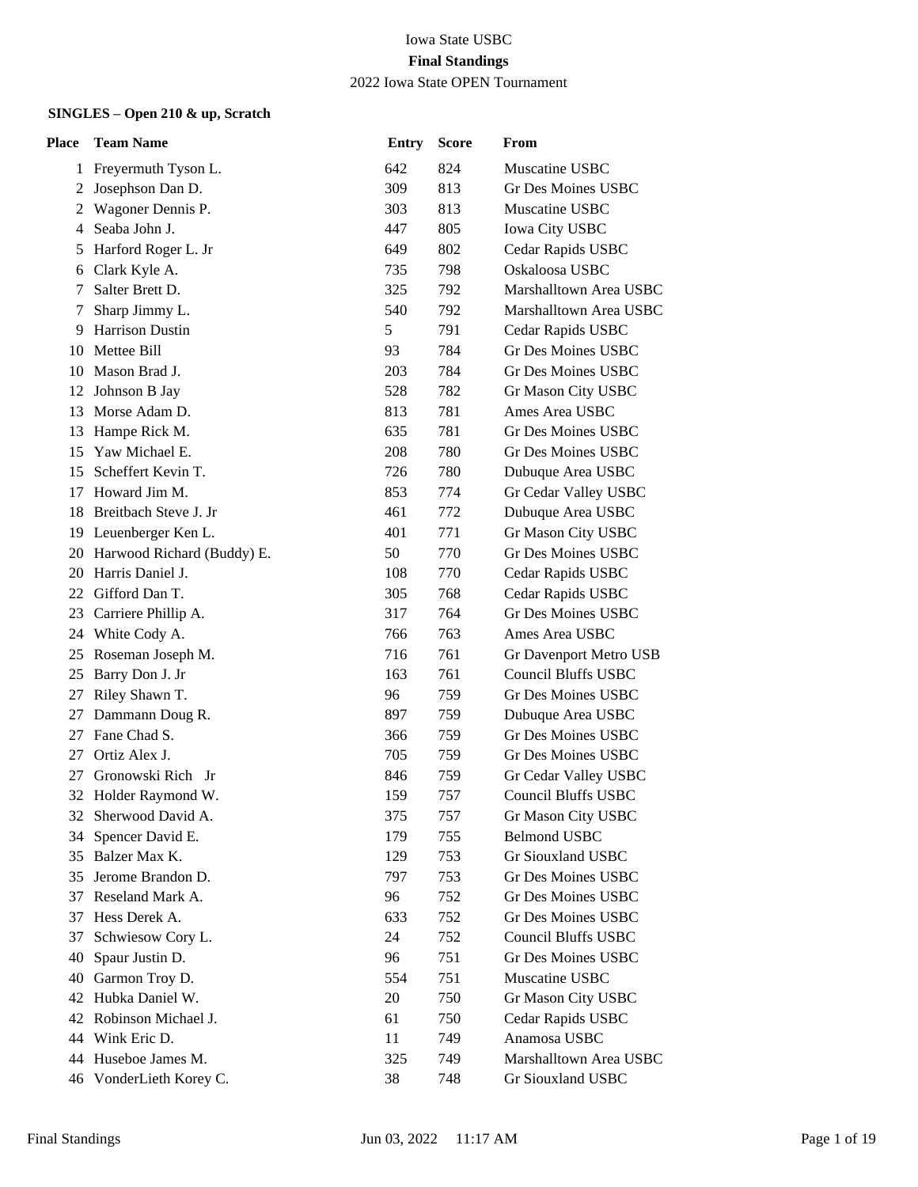# Iowa State USBC

## Final Standings

2022 Iowa State OPEN Tournament

### SINGLES – Open 210 & up, Scratch

| Place | Team Name | Entry | Score | From |
|---|---|---|---|---|
| 1 | Freyermuth Tyson L. | 642 | 824 | Muscatine USBC |
| 2 | Josephson Dan D. | 309 | 813 | Gr Des Moines USBC |
| 2 | Wagoner Dennis P. | 303 | 813 | Muscatine USBC |
| 4 | Seaba John J. | 447 | 805 | Iowa City USBC |
| 5 | Harford Roger L. Jr | 649 | 802 | Cedar Rapids USBC |
| 6 | Clark Kyle A. | 735 | 798 | Oskaloosa USBC |
| 7 | Salter Brett D. | 325 | 792 | Marshalltown Area USBC |
| 7 | Sharp Jimmy L. | 540 | 792 | Marshalltown Area USBC |
| 9 | Harrison Dustin | 5 | 791 | Cedar Rapids USBC |
| 10 | Mettee Bill | 93 | 784 | Gr Des Moines USBC |
| 10 | Mason Brad J. | 203 | 784 | Gr Des Moines USBC |
| 12 | Johnson B Jay | 528 | 782 | Gr Mason City USBC |
| 13 | Morse Adam D. | 813 | 781 | Ames Area USBC |
| 13 | Hampe Rick M. | 635 | 781 | Gr Des Moines USBC |
| 15 | Yaw Michael E. | 208 | 780 | Gr Des Moines USBC |
| 15 | Scheffert Kevin T. | 726 | 780 | Dubuque Area USBC |
| 17 | Howard Jim M. | 853 | 774 | Gr Cedar Valley USBC |
| 18 | Breitbach Steve J. Jr | 461 | 772 | Dubuque Area USBC |
| 19 | Leuenberger Ken L. | 401 | 771 | Gr Mason City USBC |
| 20 | Harwood Richard (Buddy) E. | 50 | 770 | Gr Des Moines USBC |
| 20 | Harris Daniel J. | 108 | 770 | Cedar Rapids USBC |
| 22 | Gifford Dan T. | 305 | 768 | Cedar Rapids USBC |
| 23 | Carriere Phillip A. | 317 | 764 | Gr Des Moines USBC |
| 24 | White Cody A. | 766 | 763 | Ames Area USBC |
| 25 | Roseman Joseph M. | 716 | 761 | Gr Davenport Metro USB |
| 25 | Barry Don J. Jr | 163 | 761 | Council Bluffs USBC |
| 27 | Riley Shawn T. | 96 | 759 | Gr Des Moines USBC |
| 27 | Dammann Doug R. | 897 | 759 | Dubuque Area USBC |
| 27 | Fane Chad S. | 366 | 759 | Gr Des Moines USBC |
| 27 | Ortiz Alex J. | 705 | 759 | Gr Des Moines USBC |
| 27 | Gronowski Rich Jr | 846 | 759 | Gr Cedar Valley USBC |
| 32 | Holder Raymond W. | 159 | 757 | Council Bluffs USBC |
| 32 | Sherwood David A. | 375 | 757 | Gr Mason City USBC |
| 34 | Spencer David E. | 179 | 755 | Belmond USBC |
| 35 | Balzer Max K. | 129 | 753 | Gr Siouxland USBC |
| 35 | Jerome Brandon D. | 797 | 753 | Gr Des Moines USBC |
| 37 | Reseland Mark A. | 96 | 752 | Gr Des Moines USBC |
| 37 | Hess Derek A. | 633 | 752 | Gr Des Moines USBC |
| 37 | Schwiesow Cory L. | 24 | 752 | Council Bluffs USBC |
| 40 | Spaur Justin D. | 96 | 751 | Gr Des Moines USBC |
| 40 | Garmon Troy D. | 554 | 751 | Muscatine USBC |
| 42 | Hubka Daniel W. | 20 | 750 | Gr Mason City USBC |
| 42 | Robinson Michael J. | 61 | 750 | Cedar Rapids USBC |
| 44 | Wink Eric D. | 11 | 749 | Anamosa USBC |
| 44 | Huseboe James M. | 325 | 749 | Marshalltown Area USBC |
| 46 | VonderLieth Korey C. | 38 | 748 | Gr Siouxland USBC |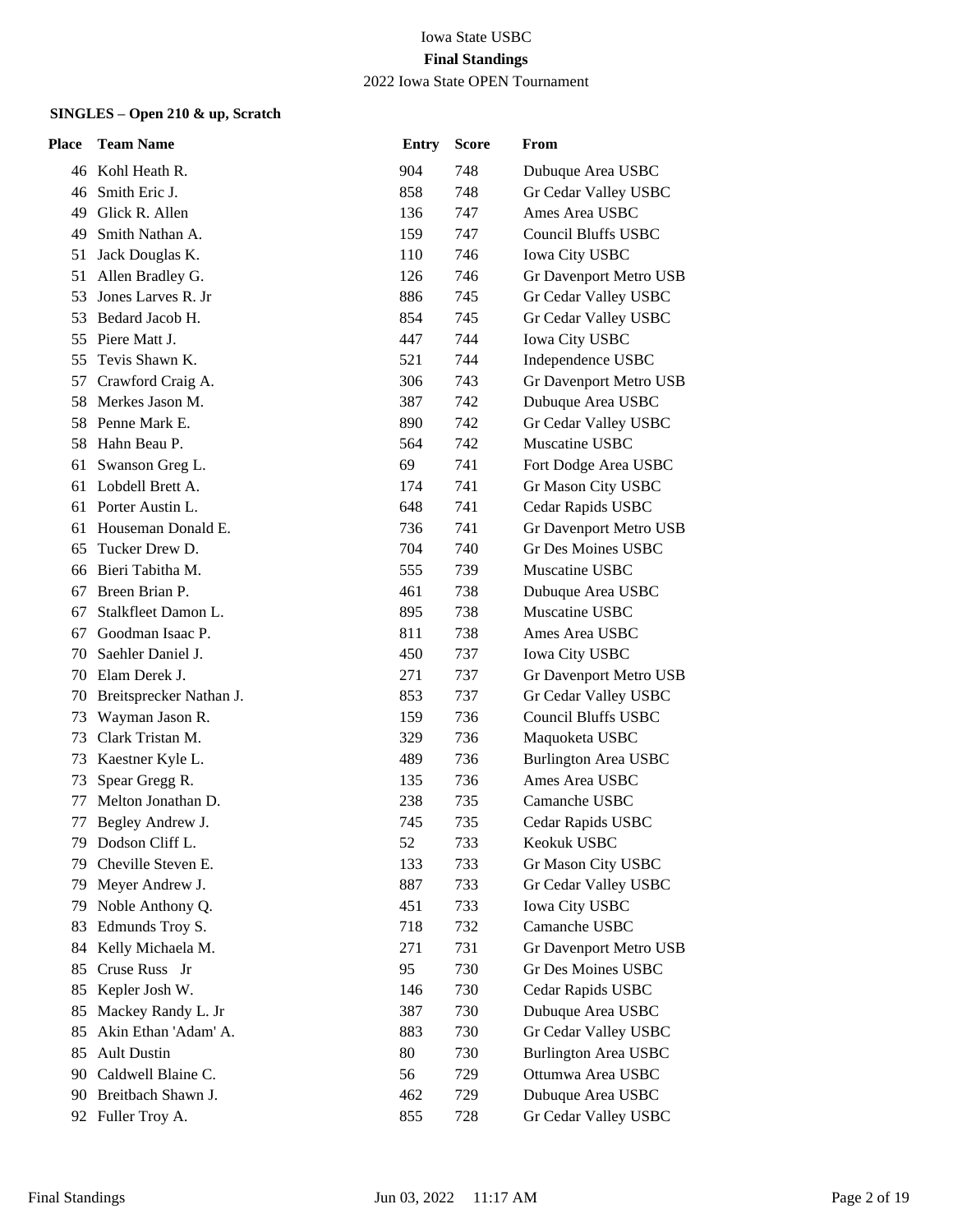Iowa State USBC

**Final Standings**

2022 Iowa State OPEN Tournament

**SINGLES – Open 210 & up, Scratch**

| Place | Team Name | Entry | Score | From |
|---|---|---|---|---|
| 46 | Kohl Heath R. | 904 | 748 | Dubuque Area USBC |
| 46 | Smith Eric J. | 858 | 748 | Gr Cedar Valley USBC |
| 49 | Glick R. Allen | 136 | 747 | Ames Area USBC |
| 49 | Smith Nathan A. | 159 | 747 | Council Bluffs USBC |
| 51 | Jack Douglas K. | 110 | 746 | Iowa City USBC |
| 51 | Allen Bradley G. | 126 | 746 | Gr Davenport Metro USB |
| 53 | Jones Larves R. Jr | 886 | 745 | Gr Cedar Valley USBC |
| 53 | Bedard Jacob H. | 854 | 745 | Gr Cedar Valley USBC |
| 55 | Piere Matt J. | 447 | 744 | Iowa City USBC |
| 55 | Tevis Shawn K. | 521 | 744 | Independence USBC |
| 57 | Crawford Craig A. | 306 | 743 | Gr Davenport Metro USB |
| 58 | Merkes Jason M. | 387 | 742 | Dubuque Area USBC |
| 58 | Penne Mark E. | 890 | 742 | Gr Cedar Valley USBC |
| 58 | Hahn Beau P. | 564 | 742 | Muscatine USBC |
| 61 | Swanson Greg L. | 69 | 741 | Fort Dodge Area USBC |
| 61 | Lobdell Brett A. | 174 | 741 | Gr Mason City USBC |
| 61 | Porter Austin L. | 648 | 741 | Cedar Rapids USBC |
| 61 | Houseman Donald E. | 736 | 741 | Gr Davenport Metro USB |
| 65 | Tucker Drew D. | 704 | 740 | Gr Des Moines USBC |
| 66 | Bieri Tabitha M. | 555 | 739 | Muscatine USBC |
| 67 | Breen Brian P. | 461 | 738 | Dubuque Area USBC |
| 67 | Stalkfleet Damon L. | 895 | 738 | Muscatine USBC |
| 67 | Goodman Isaac P. | 811 | 738 | Ames Area USBC |
| 70 | Saehler Daniel J. | 450 | 737 | Iowa City USBC |
| 70 | Elam Derek J. | 271 | 737 | Gr Davenport Metro USB |
| 70 | Breitsprecker Nathan J. | 853 | 737 | Gr Cedar Valley USBC |
| 73 | Wayman Jason R. | 159 | 736 | Council Bluffs USBC |
| 73 | Clark Tristan M. | 329 | 736 | Maquoketa USBC |
| 73 | Kaestner Kyle L. | 489 | 736 | Burlington Area USBC |
| 73 | Spear Gregg R. | 135 | 736 | Ames Area USBC |
| 77 | Melton Jonathan D. | 238 | 735 | Camanche USBC |
| 77 | Begley Andrew J. | 745 | 735 | Cedar Rapids USBC |
| 79 | Dodson Cliff L. | 52 | 733 | Keokuk USBC |
| 79 | Cheville Steven E. | 133 | 733 | Gr Mason City USBC |
| 79 | Meyer Andrew J. | 887 | 733 | Gr Cedar Valley USBC |
| 79 | Noble Anthony Q. | 451 | 733 | Iowa City USBC |
| 83 | Edmunds Troy S. | 718 | 732 | Camanche USBC |
| 84 | Kelly Michaela M. | 271 | 731 | Gr Davenport Metro USB |
| 85 | Cruse Russ Jr | 95 | 730 | Gr Des Moines USBC |
| 85 | Kepler Josh W. | 146 | 730 | Cedar Rapids USBC |
| 85 | Mackey Randy L. Jr | 387 | 730 | Dubuque Area USBC |
| 85 | Akin Ethan 'Adam' A. | 883 | 730 | Gr Cedar Valley USBC |
| 85 | Ault Dustin | 80 | 730 | Burlington Area USBC |
| 90 | Caldwell Blaine C. | 56 | 729 | Ottumwa Area USBC |
| 90 | Breitbach Shawn J. | 462 | 729 | Dubuque Area USBC |
| 92 | Fuller Troy A. | 855 | 728 | Gr Cedar Valley USBC |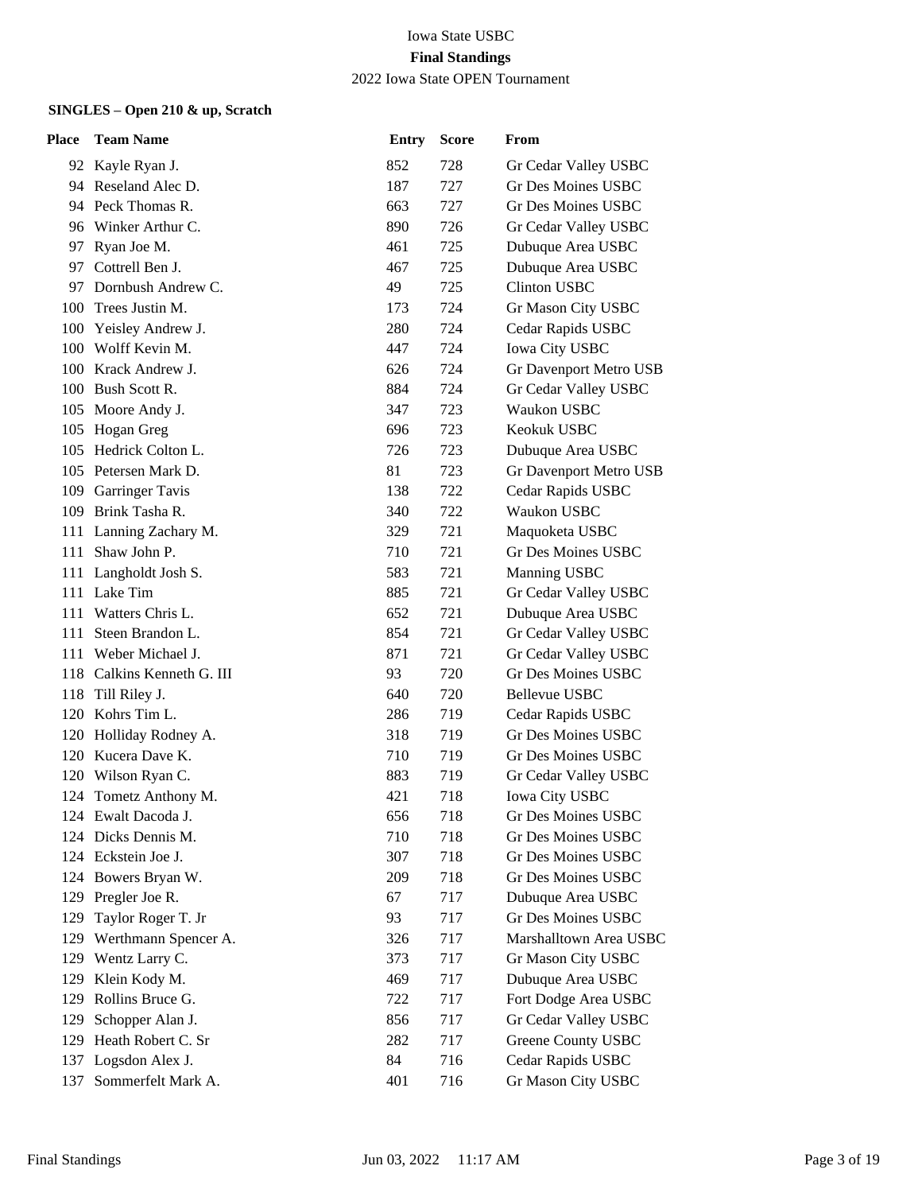Iowa State USBC

**Final Standings**

2022 Iowa State OPEN Tournament

**SINGLES – Open 210 & up, Scratch**

| Place | Team Name | Entry | Score | From |
|---|---|---|---|---|
| 92 | Kayle Ryan J. | 852 | 728 | Gr Cedar Valley USBC |
| 94 | Reseland Alec D. | 187 | 727 | Gr Des Moines USBC |
| 94 | Peck Thomas R. | 663 | 727 | Gr Des Moines USBC |
| 96 | Winker Arthur C. | 890 | 726 | Gr Cedar Valley USBC |
| 97 | Ryan Joe M. | 461 | 725 | Dubuque Area USBC |
| 97 | Cottrell Ben J. | 467 | 725 | Dubuque Area USBC |
| 97 | Dornbush Andrew C. | 49 | 725 | Clinton USBC |
| 100 | Trees Justin M. | 173 | 724 | Gr Mason City USBC |
| 100 | Yeisley Andrew J. | 280 | 724 | Cedar Rapids USBC |
| 100 | Wolff Kevin M. | 447 | 724 | Iowa City USBC |
| 100 | Krack Andrew J. | 626 | 724 | Gr Davenport Metro USB |
| 100 | Bush Scott R. | 884 | 724 | Gr Cedar Valley USBC |
| 105 | Moore Andy J. | 347 | 723 | Waukon USBC |
| 105 | Hogan Greg | 696 | 723 | Keokuk USBC |
| 105 | Hedrick Colton L. | 726 | 723 | Dubuque Area USBC |
| 105 | Petersen Mark D. | 81 | 723 | Gr Davenport Metro USB |
| 109 | Garringer Tavis | 138 | 722 | Cedar Rapids USBC |
| 109 | Brink Tasha R. | 340 | 722 | Waukon USBC |
| 111 | Lanning Zachary M. | 329 | 721 | Maquoketa USBC |
| 111 | Shaw John P. | 710 | 721 | Gr Des Moines USBC |
| 111 | Langholdt Josh S. | 583 | 721 | Manning USBC |
| 111 | Lake Tim | 885 | 721 | Gr Cedar Valley USBC |
| 111 | Watters Chris L. | 652 | 721 | Dubuque Area USBC |
| 111 | Steen Brandon L. | 854 | 721 | Gr Cedar Valley USBC |
| 111 | Weber Michael J. | 871 | 721 | Gr Cedar Valley USBC |
| 118 | Calkins Kenneth G. III | 93 | 720 | Gr Des Moines USBC |
| 118 | Till Riley J. | 640 | 720 | Bellevue USBC |
| 120 | Kohrs Tim L. | 286 | 719 | Cedar Rapids USBC |
| 120 | Holliday Rodney A. | 318 | 719 | Gr Des Moines USBC |
| 120 | Kucera Dave K. | 710 | 719 | Gr Des Moines USBC |
| 120 | Wilson Ryan C. | 883 | 719 | Gr Cedar Valley USBC |
| 124 | Tometz Anthony M. | 421 | 718 | Iowa City USBC |
| 124 | Ewalt Dacoda J. | 656 | 718 | Gr Des Moines USBC |
| 124 | Dicks Dennis M. | 710 | 718 | Gr Des Moines USBC |
| 124 | Eckstein Joe J. | 307 | 718 | Gr Des Moines USBC |
| 124 | Bowers Bryan W. | 209 | 718 | Gr Des Moines USBC |
| 129 | Pregler Joe R. | 67 | 717 | Dubuque Area USBC |
| 129 | Taylor Roger T. Jr | 93 | 717 | Gr Des Moines USBC |
| 129 | Werthmann Spencer A. | 326 | 717 | Marshalltown Area USBC |
| 129 | Wentz Larry C. | 373 | 717 | Gr Mason City USBC |
| 129 | Klein Kody M. | 469 | 717 | Dubuque Area USBC |
| 129 | Rollins Bruce G. | 722 | 717 | Fort Dodge Area USBC |
| 129 | Schopper Alan J. | 856 | 717 | Gr Cedar Valley USBC |
| 129 | Heath Robert C. Sr | 282 | 717 | Greene County USBC |
| 137 | Logsdon Alex J. | 84 | 716 | Cedar Rapids USBC |
| 137 | Sommerfelt Mark A. | 401 | 716 | Gr Mason City USBC |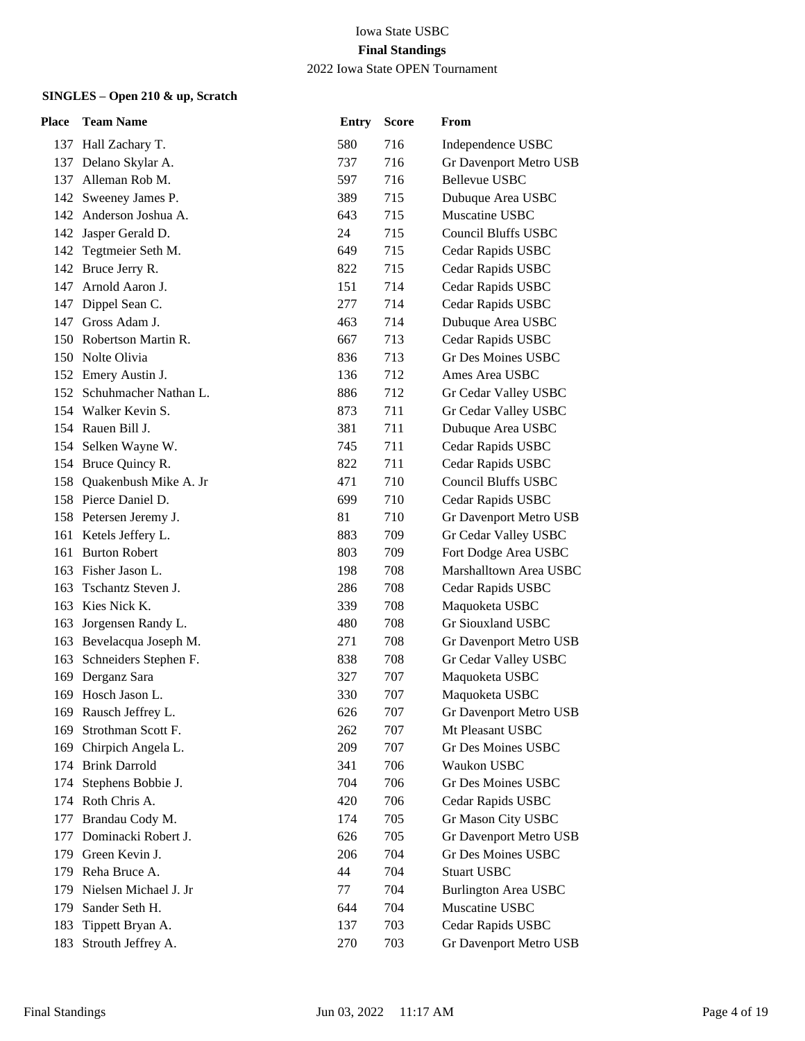Iowa State USBC

**Final Standings**

2022 Iowa State OPEN Tournament

**SINGLES – Open 210 & up, Scratch**

| Place | Team Name | Entry | Score | From |
|---|---|---|---|---|
| 137 | Hall Zachary T. | 580 | 716 | Independence USBC |
| 137 | Delano Skylar A. | 737 | 716 | Gr Davenport Metro USB |
| 137 | Alleman Rob M. | 597 | 716 | Bellevue USBC |
| 142 | Sweeney James P. | 389 | 715 | Dubuque Area USBC |
| 142 | Anderson Joshua A. | 643 | 715 | Muscatine USBC |
| 142 | Jasper Gerald D. | 24 | 715 | Council Bluffs USBC |
| 142 | Tegtmeier Seth M. | 649 | 715 | Cedar Rapids USBC |
| 142 | Bruce Jerry R. | 822 | 715 | Cedar Rapids USBC |
| 147 | Arnold Aaron J. | 151 | 714 | Cedar Rapids USBC |
| 147 | Dippel Sean C. | 277 | 714 | Cedar Rapids USBC |
| 147 | Gross Adam J. | 463 | 714 | Dubuque Area USBC |
| 150 | Robertson Martin R. | 667 | 713 | Cedar Rapids USBC |
| 150 | Nolte Olivia | 836 | 713 | Gr Des Moines USBC |
| 152 | Emery Austin J. | 136 | 712 | Ames Area USBC |
| 152 | Schuhmacher Nathan L. | 886 | 712 | Gr Cedar Valley USBC |
| 154 | Walker Kevin S. | 873 | 711 | Gr Cedar Valley USBC |
| 154 | Rauen Bill J. | 381 | 711 | Dubuque Area USBC |
| 154 | Selken Wayne W. | 745 | 711 | Cedar Rapids USBC |
| 154 | Bruce Quincy R. | 822 | 711 | Cedar Rapids USBC |
| 158 | Quakenbush Mike A. Jr | 471 | 710 | Council Bluffs USBC |
| 158 | Pierce Daniel D. | 699 | 710 | Cedar Rapids USBC |
| 158 | Petersen Jeremy J. | 81 | 710 | Gr Davenport Metro USB |
| 161 | Ketels Jeffery L. | 883 | 709 | Gr Cedar Valley USBC |
| 161 | Burton Robert | 803 | 709 | Fort Dodge Area USBC |
| 163 | Fisher Jason L. | 198 | 708 | Marshalltown Area USBC |
| 163 | Tschantz Steven J. | 286 | 708 | Cedar Rapids USBC |
| 163 | Kies Nick K. | 339 | 708 | Maquoketa USBC |
| 163 | Jorgensen Randy L. | 480 | 708 | Gr Siouxland USBC |
| 163 | Bevelacqua Joseph M. | 271 | 708 | Gr Davenport Metro USB |
| 163 | Schneiders Stephen F. | 838 | 708 | Gr Cedar Valley USBC |
| 169 | Derganz Sara | 327 | 707 | Maquoketa USBC |
| 169 | Hosch Jason L. | 330 | 707 | Maquoketa USBC |
| 169 | Rausch Jeffrey L. | 626 | 707 | Gr Davenport Metro USB |
| 169 | Strothman Scott F. | 262 | 707 | Mt Pleasant USBC |
| 169 | Chirpich Angela L. | 209 | 707 | Gr Des Moines USBC |
| 174 | Brink Darrold | 341 | 706 | Waukon USBC |
| 174 | Stephens Bobbie J. | 704 | 706 | Gr Des Moines USBC |
| 174 | Roth Chris A. | 420 | 706 | Cedar Rapids USBC |
| 177 | Brandau Cody M. | 174 | 705 | Gr Mason City USBC |
| 177 | Dominacki Robert J. | 626 | 705 | Gr Davenport Metro USB |
| 179 | Green Kevin J. | 206 | 704 | Gr Des Moines USBC |
| 179 | Reha Bruce A. | 44 | 704 | Stuart USBC |
| 179 | Nielsen Michael J. Jr | 77 | 704 | Burlington Area USBC |
| 179 | Sander Seth H. | 644 | 704 | Muscatine USBC |
| 183 | Tippett Bryan A. | 137 | 703 | Cedar Rapids USBC |
| 183 | Strouth Jeffrey A. | 270 | 703 | Gr Davenport Metro USB |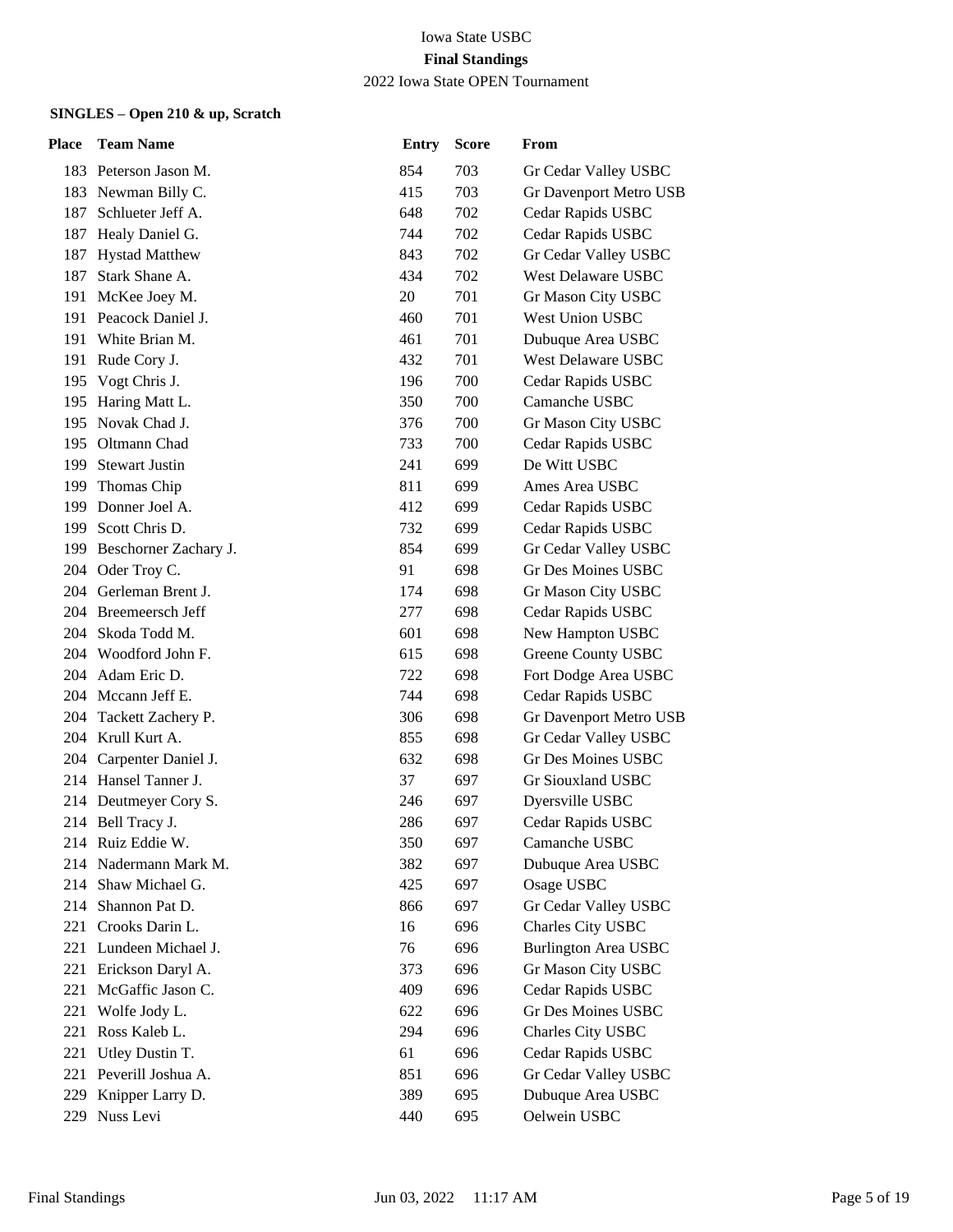Iowa State USBC

**Final Standings**

2022 Iowa State OPEN Tournament

**SINGLES – Open 210 & up, Scratch**

| Place | Team Name | Entry | Score | From |
|---|---|---|---|---|
| 183 | Peterson Jason M. | 854 | 703 | Gr Cedar Valley USBC |
| 183 | Newman Billy C. | 415 | 703 | Gr Davenport Metro USB |
| 187 | Schlueter Jeff A. | 648 | 702 | Cedar Rapids USBC |
| 187 | Healy Daniel G. | 744 | 702 | Cedar Rapids USBC |
| 187 | Hystad Matthew | 843 | 702 | Gr Cedar Valley USBC |
| 187 | Stark Shane A. | 434 | 702 | West Delaware USBC |
| 191 | McKee Joey M. | 20 | 701 | Gr Mason City USBC |
| 191 | Peacock Daniel J. | 460 | 701 | West Union USBC |
| 191 | White Brian M. | 461 | 701 | Dubuque Area USBC |
| 191 | Rude Cory J. | 432 | 701 | West Delaware USBC |
| 195 | Vogt Chris J. | 196 | 700 | Cedar Rapids USBC |
| 195 | Haring Matt L. | 350 | 700 | Camanche USBC |
| 195 | Novak Chad J. | 376 | 700 | Gr Mason City USBC |
| 195 | Oltmann Chad | 733 | 700 | Cedar Rapids USBC |
| 199 | Stewart Justin | 241 | 699 | De Witt USBC |
| 199 | Thomas Chip | 811 | 699 | Ames Area USBC |
| 199 | Donner Joel A. | 412 | 699 | Cedar Rapids USBC |
| 199 | Scott Chris D. | 732 | 699 | Cedar Rapids USBC |
| 199 | Beschorner Zachary J. | 854 | 699 | Gr Cedar Valley USBC |
| 204 | Oder Troy C. | 91 | 698 | Gr Des Moines USBC |
| 204 | Gerleman Brent J. | 174 | 698 | Gr Mason City USBC |
| 204 | Breemeersch Jeff | 277 | 698 | Cedar Rapids USBC |
| 204 | Skoda Todd M. | 601 | 698 | New Hampton USBC |
| 204 | Woodford John F. | 615 | 698 | Greene County USBC |
| 204 | Adam Eric D. | 722 | 698 | Fort Dodge Area USBC |
| 204 | Mccann Jeff E. | 744 | 698 | Cedar Rapids USBC |
| 204 | Tackett Zachery P. | 306 | 698 | Gr Davenport Metro USB |
| 204 | Krull Kurt A. | 855 | 698 | Gr Cedar Valley USBC |
| 204 | Carpenter Daniel J. | 632 | 698 | Gr Des Moines USBC |
| 214 | Hansel Tanner J. | 37 | 697 | Gr Siouxland USBC |
| 214 | Deutmeyer Cory S. | 246 | 697 | Dyersville USBC |
| 214 | Bell Tracy J. | 286 | 697 | Cedar Rapids USBC |
| 214 | Ruiz Eddie W. | 350 | 697 | Camanche USBC |
| 214 | Nadermann Mark M. | 382 | 697 | Dubuque Area USBC |
| 214 | Shaw Michael G. | 425 | 697 | Osage USBC |
| 214 | Shannon Pat D. | 866 | 697 | Gr Cedar Valley USBC |
| 221 | Crooks Darin L. | 16 | 696 | Charles City USBC |
| 221 | Lundeen Michael J. | 76 | 696 | Burlington Area USBC |
| 221 | Erickson Daryl A. | 373 | 696 | Gr Mason City USBC |
| 221 | McGaffic Jason C. | 409 | 696 | Cedar Rapids USBC |
| 221 | Wolfe Jody L. | 622 | 696 | Gr Des Moines USBC |
| 221 | Ross Kaleb L. | 294 | 696 | Charles City USBC |
| 221 | Utley Dustin T. | 61 | 696 | Cedar Rapids USBC |
| 221 | Peverill Joshua A. | 851 | 696 | Gr Cedar Valley USBC |
| 229 | Knipper Larry D. | 389 | 695 | Dubuque Area USBC |
| 229 | Nuss Levi | 440 | 695 | Oelwein USBC |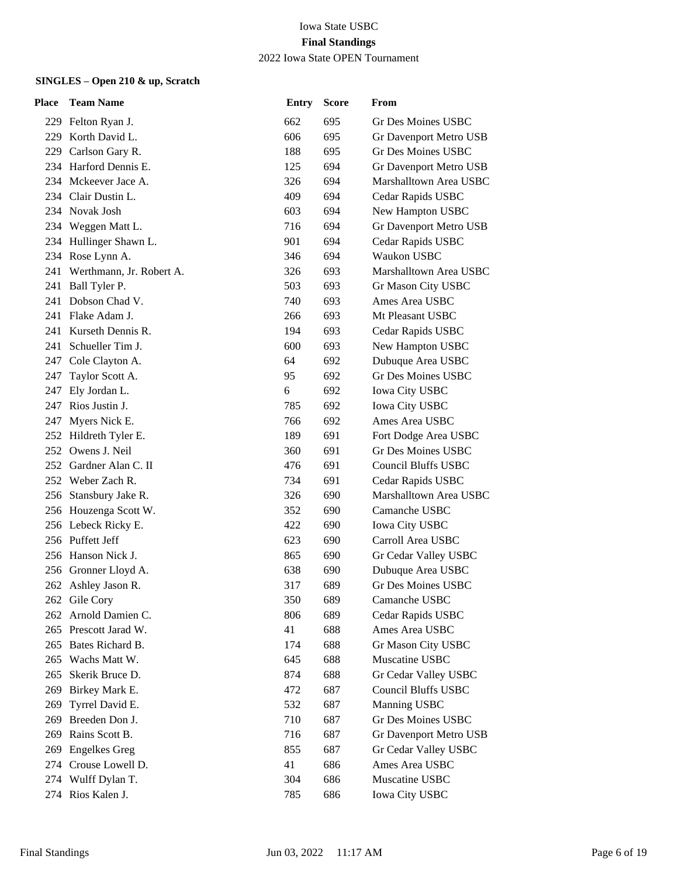Iowa State USBC

**Final Standings**

2022 Iowa State OPEN Tournament

**SINGLES – Open 210 & up, Scratch**

| Place | Team Name | Entry | Score | From |
|---|---|---|---|---|
| 229 | Felton Ryan J. | 662 | 695 | Gr Des Moines USBC |
| 229 | Korth David L. | 606 | 695 | Gr Davenport Metro USB |
| 229 | Carlson Gary R. | 188 | 695 | Gr Des Moines USBC |
| 234 | Harford Dennis E. | 125 | 694 | Gr Davenport Metro USB |
| 234 | Mckeever Jace A. | 326 | 694 | Marshalltown Area USBC |
| 234 | Clair Dustin L. | 409 | 694 | Cedar Rapids USBC |
| 234 | Novak Josh | 603 | 694 | New Hampton USBC |
| 234 | Weggen Matt L. | 716 | 694 | Gr Davenport Metro USB |
| 234 | Hullinger Shawn L. | 901 | 694 | Cedar Rapids USBC |
| 234 | Rose Lynn A. | 346 | 694 | Waukon USBC |
| 241 | Werthmann, Jr. Robert A. | 326 | 693 | Marshalltown Area USBC |
| 241 | Ball Tyler P. | 503 | 693 | Gr Mason City USBC |
| 241 | Dobson Chad V. | 740 | 693 | Ames Area USBC |
| 241 | Flake Adam J. | 266 | 693 | Mt Pleasant USBC |
| 241 | Kurseth Dennis R. | 194 | 693 | Cedar Rapids USBC |
| 241 | Schueller Tim J. | 600 | 693 | New Hampton USBC |
| 247 | Cole Clayton A. | 64 | 692 | Dubuque Area USBC |
| 247 | Taylor Scott A. | 95 | 692 | Gr Des Moines USBC |
| 247 | Ely Jordan L. | 6 | 692 | Iowa City USBC |
| 247 | Rios Justin J. | 785 | 692 | Iowa City USBC |
| 247 | Myers Nick E. | 766 | 692 | Ames Area USBC |
| 252 | Hildreth Tyler E. | 189 | 691 | Fort Dodge Area USBC |
| 252 | Owens J. Neil | 360 | 691 | Gr Des Moines USBC |
| 252 | Gardner Alan C. II | 476 | 691 | Council Bluffs USBC |
| 252 | Weber Zach R. | 734 | 691 | Cedar Rapids USBC |
| 256 | Stansbury Jake R. | 326 | 690 | Marshalltown Area USBC |
| 256 | Houzenga Scott W. | 352 | 690 | Camanche USBC |
| 256 | Lebeck Ricky E. | 422 | 690 | Iowa City USBC |
| 256 | Puffett Jeff | 623 | 690 | Carroll Area USBC |
| 256 | Hanson Nick J. | 865 | 690 | Gr Cedar Valley USBC |
| 256 | Gronner Lloyd A. | 638 | 690 | Dubuque Area USBC |
| 262 | Ashley Jason R. | 317 | 689 | Gr Des Moines USBC |
| 262 | Gile Cory | 350 | 689 | Camanche USBC |
| 262 | Arnold Damien C. | 806 | 689 | Cedar Rapids USBC |
| 265 | Prescott Jarad W. | 41 | 688 | Ames Area USBC |
| 265 | Bates Richard B. | 174 | 688 | Gr Mason City USBC |
| 265 | Wachs Matt W. | 645 | 688 | Muscatine USBC |
| 265 | Skerik Bruce D. | 874 | 688 | Gr Cedar Valley USBC |
| 269 | Birkey Mark E. | 472 | 687 | Council Bluffs USBC |
| 269 | Tyrrel David E. | 532 | 687 | Manning USBC |
| 269 | Breeden Don J. | 710 | 687 | Gr Des Moines USBC |
| 269 | Rains Scott B. | 716 | 687 | Gr Davenport Metro USB |
| 269 | Engelkes Greg | 855 | 687 | Gr Cedar Valley USBC |
| 274 | Crouse Lowell D. | 41 | 686 | Ames Area USBC |
| 274 | Wulff Dylan T. | 304 | 686 | Muscatine USBC |
| 274 | Rios Kalen J. | 785 | 686 | Iowa City USBC |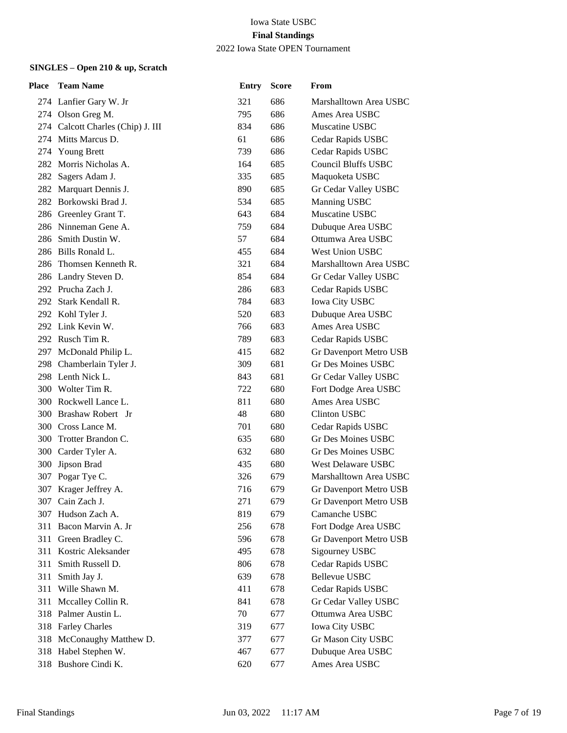Iowa State USBC

**Final Standings**

2022 Iowa State OPEN Tournament

**SINGLES – Open 210 & up, Scratch**

| Place | Team Name | Entry | Score | From |
|---|---|---|---|---|
| 274 | Lanfier Gary W. Jr | 321 | 686 | Marshalltown Area USBC |
| 274 | Olson Greg M. | 795 | 686 | Ames Area USBC |
| 274 | Calcott Charles (Chip) J. III | 834 | 686 | Muscatine USBC |
| 274 | Mitts Marcus D. | 61 | 686 | Cedar Rapids USBC |
| 274 | Young Brett | 739 | 686 | Cedar Rapids USBC |
| 282 | Morris Nicholas A. | 164 | 685 | Council Bluffs USBC |
| 282 | Sagers Adam J. | 335 | 685 | Maquoketa USBC |
| 282 | Marquart Dennis J. | 890 | 685 | Gr Cedar Valley USBC |
| 282 | Borkowski Brad J. | 534 | 685 | Manning USBC |
| 286 | Greenley Grant T. | 643 | 684 | Muscatine USBC |
| 286 | Ninneman Gene A. | 759 | 684 | Dubuque Area USBC |
| 286 | Smith Dustin W. | 57 | 684 | Ottumwa Area USBC |
| 286 | Bills Ronald L. | 455 | 684 | West Union USBC |
| 286 | Thomsen Kenneth R. | 321 | 684 | Marshalltown Area USBC |
| 286 | Landry Steven D. | 854 | 684 | Gr Cedar Valley USBC |
| 292 | Prucha Zach J. | 286 | 683 | Cedar Rapids USBC |
| 292 | Stark Kendall R. | 784 | 683 | Iowa City USBC |
| 292 | Kohl Tyler J. | 520 | 683 | Dubuque Area USBC |
| 292 | Link Kevin W. | 766 | 683 | Ames Area USBC |
| 292 | Rusch Tim R. | 789 | 683 | Cedar Rapids USBC |
| 297 | McDonald Philip L. | 415 | 682 | Gr Davenport Metro USB |
| 298 | Chamberlain Tyler J. | 309 | 681 | Gr Des Moines USBC |
| 298 | Lenth Nick L. | 843 | 681 | Gr Cedar Valley USBC |
| 300 | Wolter Tim R. | 722 | 680 | Fort Dodge Area USBC |
| 300 | Rockwell Lance L. | 811 | 680 | Ames Area USBC |
| 300 | Brashaw Robert Jr | 48 | 680 | Clinton USBC |
| 300 | Cross Lance M. | 701 | 680 | Cedar Rapids USBC |
| 300 | Trotter Brandon C. | 635 | 680 | Gr Des Moines USBC |
| 300 | Carder Tyler A. | 632 | 680 | Gr Des Moines USBC |
| 300 | Jipson Brad | 435 | 680 | West Delaware USBC |
| 307 | Pogar Tye C. | 326 | 679 | Marshalltown Area USBC |
| 307 | Krager Jeffrey A. | 716 | 679 | Gr Davenport Metro USB |
| 307 | Cain Zach J. | 271 | 679 | Gr Davenport Metro USB |
| 307 | Hudson Zach A. | 819 | 679 | Camanche USBC |
| 311 | Bacon Marvin A. Jr | 256 | 678 | Fort Dodge Area USBC |
| 311 | Green Bradley C. | 596 | 678 | Gr Davenport Metro USB |
| 311 | Kostric Aleksander | 495 | 678 | Sigourney USBC |
| 311 | Smith Russell D. | 806 | 678 | Cedar Rapids USBC |
| 311 | Smith Jay J. | 639 | 678 | Bellevue USBC |
| 311 | Wille Shawn M. | 411 | 678 | Cedar Rapids USBC |
| 311 | Mccalley Collin R. | 841 | 678 | Gr Cedar Valley USBC |
| 318 | Palmer Austin L. | 70 | 677 | Ottumwa Area USBC |
| 318 | Farley Charles | 319 | 677 | Iowa City USBC |
| 318 | McConaughy Matthew D. | 377 | 677 | Gr Mason City USBC |
| 318 | Habel Stephen W. | 467 | 677 | Dubuque Area USBC |
| 318 | Bushore Cindi K. | 620 | 677 | Ames Area USBC |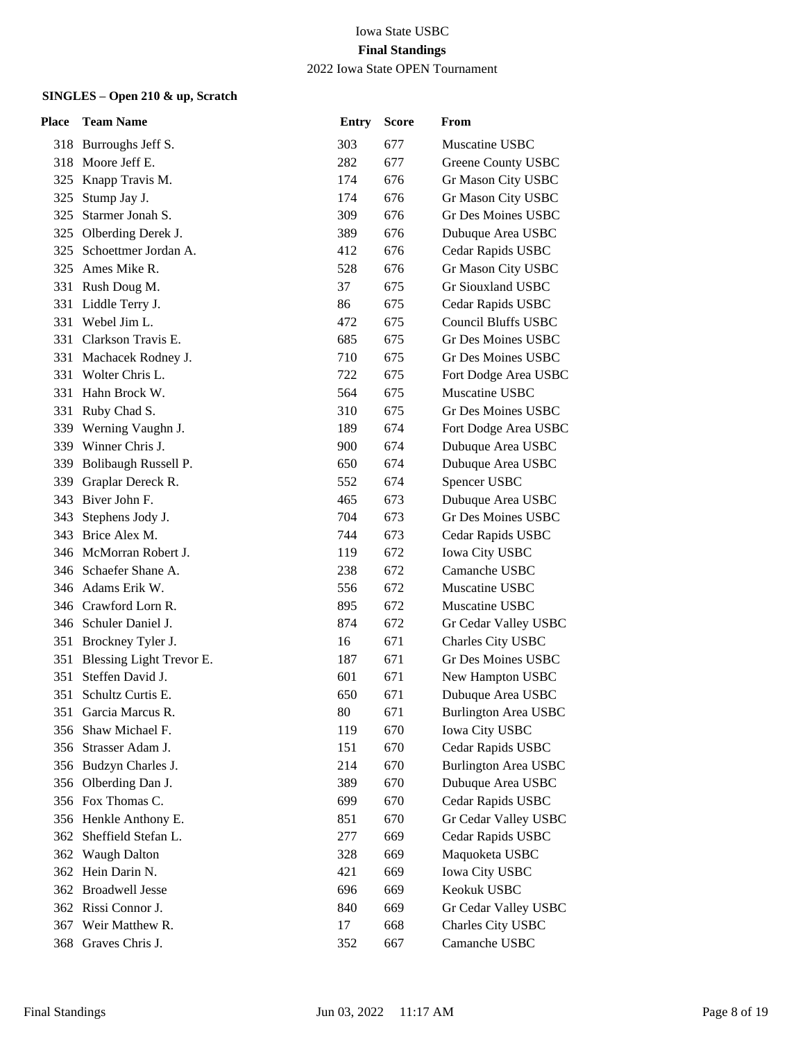Iowa State USBC

**Final Standings**

2022 Iowa State OPEN Tournament

**SINGLES – Open 210 & up, Scratch**

| Place | Team Name | Entry | Score | From |
|---|---|---|---|---|
| 318 | Burroughs Jeff S. | 303 | 677 | Muscatine USBC |
| 318 | Moore Jeff E. | 282 | 677 | Greene County USBC |
| 325 | Knapp Travis M. | 174 | 676 | Gr Mason City USBC |
| 325 | Stump Jay J. | 174 | 676 | Gr Mason City USBC |
| 325 | Starmer Jonah S. | 309 | 676 | Gr Des Moines USBC |
| 325 | Olberding Derek J. | 389 | 676 | Dubuque Area USBC |
| 325 | Schoettmer Jordan A. | 412 | 676 | Cedar Rapids USBC |
| 325 | Ames Mike R. | 528 | 676 | Gr Mason City USBC |
| 331 | Rush Doug M. | 37 | 675 | Gr Siouxland USBC |
| 331 | Liddle Terry J. | 86 | 675 | Cedar Rapids USBC |
| 331 | Webel Jim L. | 472 | 675 | Council Bluffs USBC |
| 331 | Clarkson Travis E. | 685 | 675 | Gr Des Moines USBC |
| 331 | Machacek Rodney J. | 710 | 675 | Gr Des Moines USBC |
| 331 | Wolter Chris L. | 722 | 675 | Fort Dodge Area USBC |
| 331 | Hahn Brock W. | 564 | 675 | Muscatine USBC |
| 331 | Ruby Chad S. | 310 | 675 | Gr Des Moines USBC |
| 339 | Werning Vaughn J. | 189 | 674 | Fort Dodge Area USBC |
| 339 | Winner Chris J. | 900 | 674 | Dubuque Area USBC |
| 339 | Bolibaugh Russell P. | 650 | 674 | Dubuque Area USBC |
| 339 | Graplar Dereck R. | 552 | 674 | Spencer USBC |
| 343 | Biver John F. | 465 | 673 | Dubuque Area USBC |
| 343 | Stephens Jody J. | 704 | 673 | Gr Des Moines USBC |
| 343 | Brice Alex M. | 744 | 673 | Cedar Rapids USBC |
| 346 | McMorran Robert J. | 119 | 672 | Iowa City USBC |
| 346 | Schaefer Shane A. | 238 | 672 | Camanche USBC |
| 346 | Adams Erik W. | 556 | 672 | Muscatine USBC |
| 346 | Crawford Lorn R. | 895 | 672 | Muscatine USBC |
| 346 | Schuler Daniel J. | 874 | 672 | Gr Cedar Valley USBC |
| 351 | Brockney Tyler J. | 16 | 671 | Charles City USBC |
| 351 | Blessing Light Trevor E. | 187 | 671 | Gr Des Moines USBC |
| 351 | Steffen David J. | 601 | 671 | New Hampton USBC |
| 351 | Schultz Curtis E. | 650 | 671 | Dubuque Area USBC |
| 351 | Garcia Marcus R. | 80 | 671 | Burlington Area USBC |
| 356 | Shaw Michael F. | 119 | 670 | Iowa City USBC |
| 356 | Strasser Adam J. | 151 | 670 | Cedar Rapids USBC |
| 356 | Budzyn Charles J. | 214 | 670 | Burlington Area USBC |
| 356 | Olberding Dan J. | 389 | 670 | Dubuque Area USBC |
| 356 | Fox Thomas C. | 699 | 670 | Cedar Rapids USBC |
| 356 | Henkle Anthony E. | 851 | 670 | Gr Cedar Valley USBC |
| 362 | Sheffield Stefan L. | 277 | 669 | Cedar Rapids USBC |
| 362 | Waugh Dalton | 328 | 669 | Maquoketa USBC |
| 362 | Hein Darin N. | 421 | 669 | Iowa City USBC |
| 362 | Broadwell Jesse | 696 | 669 | Keokuk USBC |
| 362 | Rissi Connor J. | 840 | 669 | Gr Cedar Valley USBC |
| 367 | Weir Matthew R. | 17 | 668 | Charles City USBC |
| 368 | Graves Chris J. | 352 | 667 | Camanche USBC |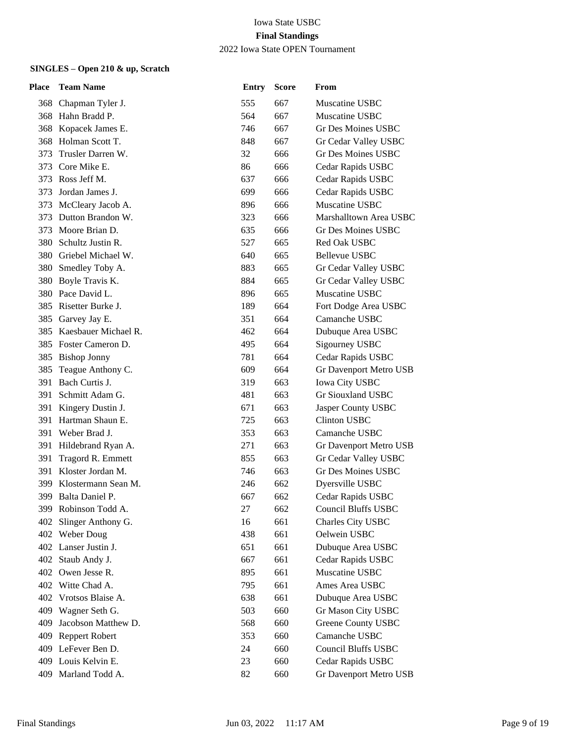Iowa State USBC

**Final Standings**

2022 Iowa State OPEN Tournament

**SINGLES – Open 210 & up, Scratch**

| Place | Team Name | Entry | Score | From |
|---|---|---|---|---|
| 368 | Chapman Tyler J. | 555 | 667 | Muscatine USBC |
| 368 | Hahn Bradd P. | 564 | 667 | Muscatine USBC |
| 368 | Kopacek James E. | 746 | 667 | Gr Des Moines USBC |
| 368 | Holman Scott T. | 848 | 667 | Gr Cedar Valley USBC |
| 373 | Trusler Darren W. | 32 | 666 | Gr Des Moines USBC |
| 373 | Core Mike E. | 86 | 666 | Cedar Rapids USBC |
| 373 | Ross Jeff M. | 637 | 666 | Cedar Rapids USBC |
| 373 | Jordan James J. | 699 | 666 | Cedar Rapids USBC |
| 373 | McCleary Jacob A. | 896 | 666 | Muscatine USBC |
| 373 | Dutton Brandon W. | 323 | 666 | Marshalltown Area USBC |
| 373 | Moore Brian D. | 635 | 666 | Gr Des Moines USBC |
| 380 | Schultz Justin R. | 527 | 665 | Red Oak USBC |
| 380 | Griebel Michael W. | 640 | 665 | Bellevue USBC |
| 380 | Smedley Toby A. | 883 | 665 | Gr Cedar Valley USBC |
| 380 | Boyle Travis K. | 884 | 665 | Gr Cedar Valley USBC |
| 380 | Pace David L. | 896 | 665 | Muscatine USBC |
| 385 | Risetter Burke J. | 189 | 664 | Fort Dodge Area USBC |
| 385 | Garvey Jay E. | 351 | 664 | Camanche USBC |
| 385 | Kaesbauer Michael R. | 462 | 664 | Dubuque Area USBC |
| 385 | Foster Cameron D. | 495 | 664 | Sigourney USBC |
| 385 | Bishop Jonny | 781 | 664 | Cedar Rapids USBC |
| 385 | Teague Anthony C. | 609 | 664 | Gr Davenport Metro USB |
| 391 | Bach Curtis J. | 319 | 663 | Iowa City USBC |
| 391 | Schmitt Adam G. | 481 | 663 | Gr Siouxland USBC |
| 391 | Kingery Dustin J. | 671 | 663 | Jasper County USBC |
| 391 | Hartman Shaun E. | 725 | 663 | Clinton USBC |
| 391 | Weber Brad J. | 353 | 663 | Camanche USBC |
| 391 | Hildebrand Ryan A. | 271 | 663 | Gr Davenport Metro USB |
| 391 | Tragord R. Emmett | 855 | 663 | Gr Cedar Valley USBC |
| 391 | Kloster Jordan M. | 746 | 663 | Gr Des Moines USBC |
| 399 | Klostermann Sean M. | 246 | 662 | Dyersville USBC |
| 399 | Balta Daniel P. | 667 | 662 | Cedar Rapids USBC |
| 399 | Robinson Todd A. | 27 | 662 | Council Bluffs USBC |
| 402 | Slinger Anthony G. | 16 | 661 | Charles City USBC |
| 402 | Weber Doug | 438 | 661 | Oelwein USBC |
| 402 | Lanser Justin J. | 651 | 661 | Dubuque Area USBC |
| 402 | Staub Andy J. | 667 | 661 | Cedar Rapids USBC |
| 402 | Owen Jesse R. | 895 | 661 | Muscatine USBC |
| 402 | Witte Chad A. | 795 | 661 | Ames Area USBC |
| 402 | Vrotsos Blaise A. | 638 | 661 | Dubuque Area USBC |
| 409 | Wagner Seth G. | 503 | 660 | Gr Mason City USBC |
| 409 | Jacobson Matthew D. | 568 | 660 | Greene County USBC |
| 409 | Reppert Robert | 353 | 660 | Camanche USBC |
| 409 | LeFever Ben D. | 24 | 660 | Council Bluffs USBC |
| 409 | Louis Kelvin E. | 23 | 660 | Cedar Rapids USBC |
| 409 | Marland Todd A. | 82 | 660 | Gr Davenport Metro USB |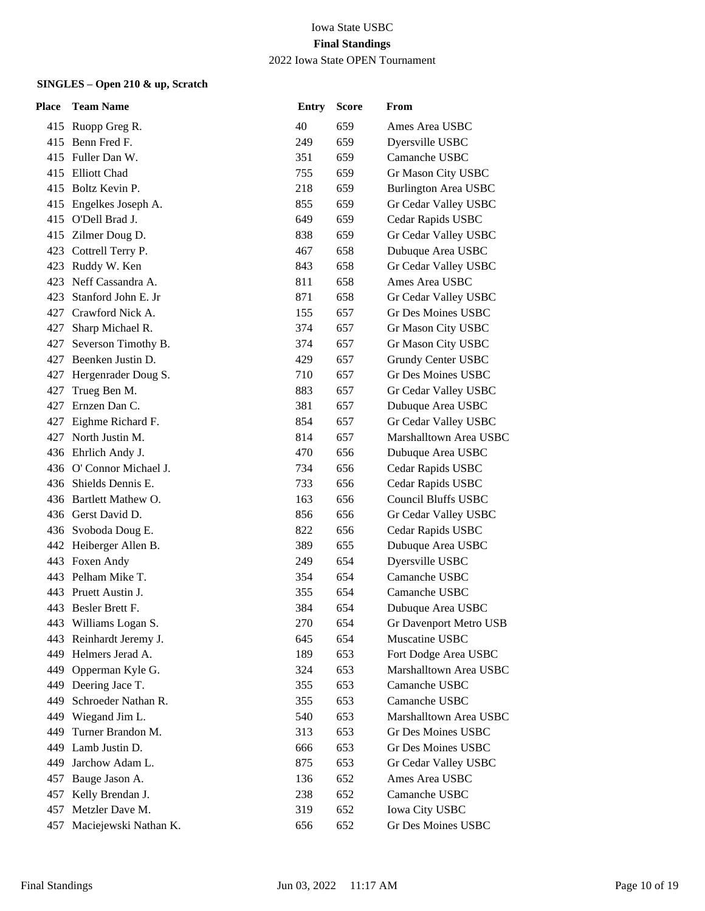Iowa State USBC

**Final Standings**

2022 Iowa State OPEN Tournament

**SINGLES – Open 210 & up, Scratch**

| Place | Team Name | Entry | Score | From |
|---|---|---|---|---|
| 415 | Ruopp Greg R. | 40 | 659 | Ames Area USBC |
| 415 | Benn Fred F. | 249 | 659 | Dyersville USBC |
| 415 | Fuller Dan W. | 351 | 659 | Camanche USBC |
| 415 | Elliott Chad | 755 | 659 | Gr Mason City USBC |
| 415 | Boltz Kevin P. | 218 | 659 | Burlington Area USBC |
| 415 | Engelkes Joseph A. | 855 | 659 | Gr Cedar Valley USBC |
| 415 | O'Dell Brad J. | 649 | 659 | Cedar Rapids USBC |
| 415 | Zilmer Doug D. | 838 | 659 | Gr Cedar Valley USBC |
| 423 | Cottrell Terry P. | 467 | 658 | Dubuque Area USBC |
| 423 | Ruddy W. Ken | 843 | 658 | Gr Cedar Valley USBC |
| 423 | Neff Cassandra A. | 811 | 658 | Ames Area USBC |
| 423 | Stanford John E. Jr | 871 | 658 | Gr Cedar Valley USBC |
| 427 | Crawford Nick A. | 155 | 657 | Gr Des Moines USBC |
| 427 | Sharp Michael R. | 374 | 657 | Gr Mason City USBC |
| 427 | Severson Timothy B. | 374 | 657 | Gr Mason City USBC |
| 427 | Beenken Justin D. | 429 | 657 | Grundy Center USBC |
| 427 | Hergenrader Doug S. | 710 | 657 | Gr Des Moines USBC |
| 427 | Trueg Ben M. | 883 | 657 | Gr Cedar Valley USBC |
| 427 | Ernzen Dan C. | 381 | 657 | Dubuque Area USBC |
| 427 | Eighme Richard F. | 854 | 657 | Gr Cedar Valley USBC |
| 427 | North Justin M. | 814 | 657 | Marshalltown Area USBC |
| 436 | Ehrlich Andy J. | 470 | 656 | Dubuque Area USBC |
| 436 | O' Connor Michael J. | 734 | 656 | Cedar Rapids USBC |
| 436 | Shields Dennis E. | 733 | 656 | Cedar Rapids USBC |
| 436 | Bartlett Mathew O. | 163 | 656 | Council Bluffs USBC |
| 436 | Gerst David D. | 856 | 656 | Gr Cedar Valley USBC |
| 436 | Svoboda Doug E. | 822 | 656 | Cedar Rapids USBC |
| 442 | Heiberger Allen B. | 389 | 655 | Dubuque Area USBC |
| 443 | Foxen Andy | 249 | 654 | Dyersville USBC |
| 443 | Pelham Mike T. | 354 | 654 | Camanche USBC |
| 443 | Pruett Austin J. | 355 | 654 | Camanche USBC |
| 443 | Besler Brett F. | 384 | 654 | Dubuque Area USBC |
| 443 | Williams Logan S. | 270 | 654 | Gr Davenport Metro USB |
| 443 | Reinhardt Jeremy J. | 645 | 654 | Muscatine USBC |
| 449 | Helmers Jerad A. | 189 | 653 | Fort Dodge Area USBC |
| 449 | Opperman Kyle G. | 324 | 653 | Marshalltown Area USBC |
| 449 | Deering Jace T. | 355 | 653 | Camanche USBC |
| 449 | Schroeder Nathan R. | 355 | 653 | Camanche USBC |
| 449 | Wiegand Jim L. | 540 | 653 | Marshalltown Area USBC |
| 449 | Turner Brandon M. | 313 | 653 | Gr Des Moines USBC |
| 449 | Lamb Justin D. | 666 | 653 | Gr Des Moines USBC |
| 449 | Jarchow Adam L. | 875 | 653 | Gr Cedar Valley USBC |
| 457 | Bauge Jason A. | 136 | 652 | Ames Area USBC |
| 457 | Kelly Brendan J. | 238 | 652 | Camanche USBC |
| 457 | Metzler Dave M. | 319 | 652 | Iowa City USBC |
| 457 | Maciejewski Nathan K. | 656 | 652 | Gr Des Moines USBC |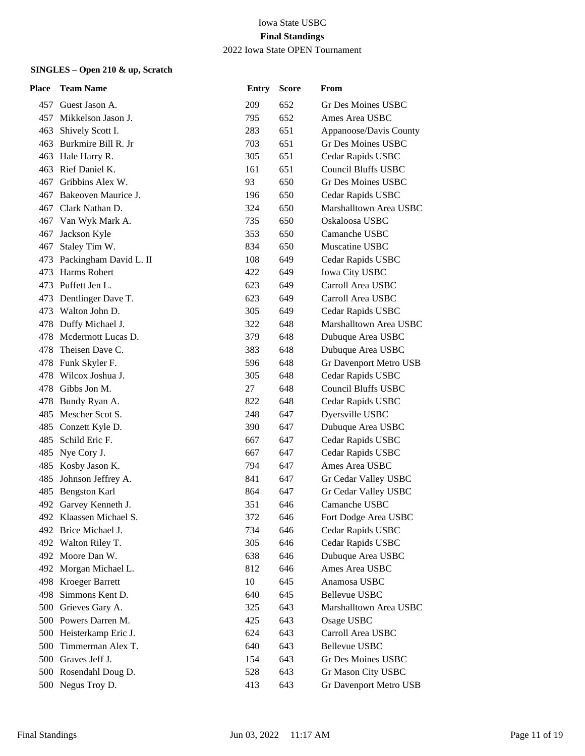Iowa State USBC

**Final Standings**

2022 Iowa State OPEN Tournament

### SINGLES – Open 210 & up, Scratch

| Place | Team Name | Entry | Score | From |
|---|---|---|---|---|
| 457 | Guest Jason A. | 209 | 652 | Gr Des Moines USBC |
| 457 | Mikkelson Jason J. | 795 | 652 | Ames Area USBC |
| 463 | Shively Scott I. | 283 | 651 | Appanoose/Davis County |
| 463 | Burkmire Bill R. Jr | 703 | 651 | Gr Des Moines USBC |
| 463 | Hale Harry R. | 305 | 651 | Cedar Rapids USBC |
| 463 | Rief Daniel K. | 161 | 651 | Council Bluffs USBC |
| 467 | Gribbins Alex W. | 93 | 650 | Gr Des Moines USBC |
| 467 | Bakeoven Maurice J. | 196 | 650 | Cedar Rapids USBC |
| 467 | Clark Nathan D. | 324 | 650 | Marshalltown Area USBC |
| 467 | Van Wyk Mark A. | 735 | 650 | Oskaloosa USBC |
| 467 | Jackson Kyle | 353 | 650 | Camanche USBC |
| 467 | Staley Tim W. | 834 | 650 | Muscatine USBC |
| 473 | Packingham David L. II | 108 | 649 | Cedar Rapids USBC |
| 473 | Harms Robert | 422 | 649 | Iowa City USBC |
| 473 | Puffett Jen L. | 623 | 649 | Carroll Area USBC |
| 473 | Dentlinger Dave T. | 623 | 649 | Carroll Area USBC |
| 473 | Walton John D. | 305 | 649 | Cedar Rapids USBC |
| 478 | Duffy Michael J. | 322 | 648 | Marshalltown Area USBC |
| 478 | Mcdermott Lucas D. | 379 | 648 | Dubuque Area USBC |
| 478 | Theisen Dave C. | 383 | 648 | Dubuque Area USBC |
| 478 | Funk Skyler F. | 596 | 648 | Gr Davenport Metro USB |
| 478 | Wilcox Joshua J. | 305 | 648 | Cedar Rapids USBC |
| 478 | Gibbs Jon M. | 27 | 648 | Council Bluffs USBC |
| 478 | Bundy Ryan A. | 822 | 648 | Cedar Rapids USBC |
| 485 | Mescher Scot S. | 248 | 647 | Dyersville USBC |
| 485 | Conzett Kyle D. | 390 | 647 | Dubuque Area USBC |
| 485 | Schild Eric F. | 667 | 647 | Cedar Rapids USBC |
| 485 | Nye Cory J. | 667 | 647 | Cedar Rapids USBC |
| 485 | Kosby Jason K. | 794 | 647 | Ames Area USBC |
| 485 | Johnson Jeffrey A. | 841 | 647 | Gr Cedar Valley USBC |
| 485 | Bengston Karl | 864 | 647 | Gr Cedar Valley USBC |
| 492 | Garvey Kenneth J. | 351 | 646 | Camanche USBC |
| 492 | Klaassen Michael S. | 372 | 646 | Fort Dodge Area USBC |
| 492 | Brice Michael J. | 734 | 646 | Cedar Rapids USBC |
| 492 | Walton Riley T. | 305 | 646 | Cedar Rapids USBC |
| 492 | Moore Dan W. | 638 | 646 | Dubuque Area USBC |
| 492 | Morgan Michael L. | 812 | 646 | Ames Area USBC |
| 498 | Kroeger Barrett | 10 | 645 | Anamosa USBC |
| 498 | Simmons Kent D. | 640 | 645 | Bellevue USBC |
| 500 | Grieves Gary A. | 325 | 643 | Marshalltown Area USBC |
| 500 | Powers Darren M. | 425 | 643 | Osage USBC |
| 500 | Heisterkamp Eric J. | 624 | 643 | Carroll Area USBC |
| 500 | Timmerman Alex T. | 640 | 643 | Bellevue USBC |
| 500 | Graves Jeff J. | 154 | 643 | Gr Des Moines USBC |
| 500 | Rosendahl Doug D. | 528 | 643 | Gr Mason City USBC |
| 500 | Negus Troy D. | 413 | 643 | Gr Davenport Metro USB |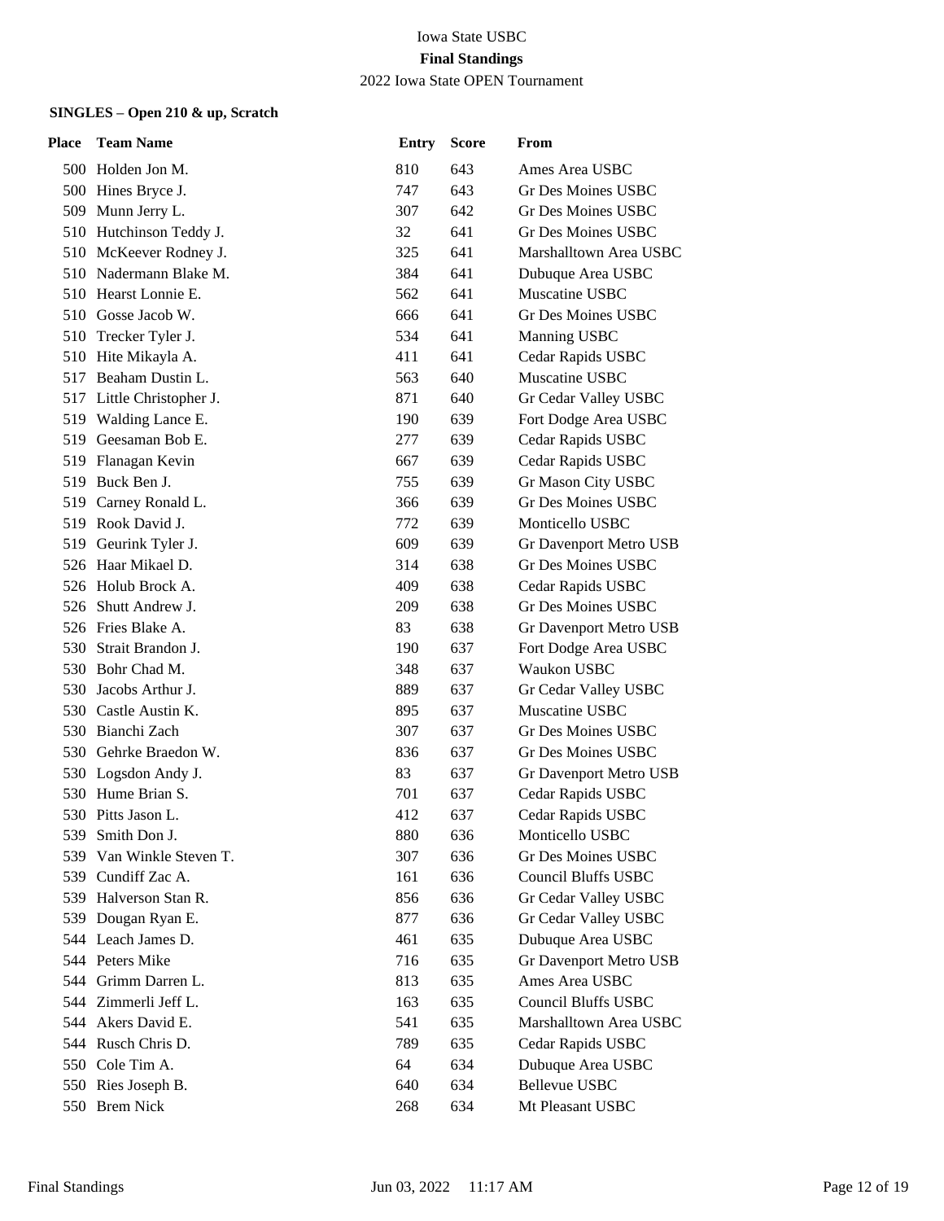Iowa State USBC

**Final Standings**

2022 Iowa State OPEN Tournament

**SINGLES – Open 210 & up, Scratch**

| Place | Team Name | Entry | Score | From |
|---|---|---|---|---|
| 500 | Holden Jon M. | 810 | 643 | Ames Area USBC |
| 500 | Hines Bryce J. | 747 | 643 | Gr Des Moines USBC |
| 509 | Munn Jerry L. | 307 | 642 | Gr Des Moines USBC |
| 510 | Hutchinson Teddy J. | 32 | 641 | Gr Des Moines USBC |
| 510 | McKeever Rodney J. | 325 | 641 | Marshalltown Area USBC |
| 510 | Nadermann Blake M. | 384 | 641 | Dubuque Area USBC |
| 510 | Hearst Lonnie E. | 562 | 641 | Muscatine USBC |
| 510 | Gosse Jacob W. | 666 | 641 | Gr Des Moines USBC |
| 510 | Trecker Tyler J. | 534 | 641 | Manning USBC |
| 510 | Hite Mikayla A. | 411 | 641 | Cedar Rapids USBC |
| 517 | Beaham Dustin L. | 563 | 640 | Muscatine USBC |
| 517 | Little Christopher J. | 871 | 640 | Gr Cedar Valley USBC |
| 519 | Walding Lance E. | 190 | 639 | Fort Dodge Area USBC |
| 519 | Geesaman Bob E. | 277 | 639 | Cedar Rapids USBC |
| 519 | Flanagan Kevin | 667 | 639 | Cedar Rapids USBC |
| 519 | Buck Ben J. | 755 | 639 | Gr Mason City USBC |
| 519 | Carney Ronald L. | 366 | 639 | Gr Des Moines USBC |
| 519 | Rook David J. | 772 | 639 | Monticello USBC |
| 519 | Geurink Tyler J. | 609 | 639 | Gr Davenport Metro USB |
| 526 | Haar Mikael D. | 314 | 638 | Gr Des Moines USBC |
| 526 | Holub Brock A. | 409 | 638 | Cedar Rapids USBC |
| 526 | Shutt Andrew J. | 209 | 638 | Gr Des Moines USBC |
| 526 | Fries Blake A. | 83 | 638 | Gr Davenport Metro USB |
| 530 | Strait Brandon J. | 190 | 637 | Fort Dodge Area USBC |
| 530 | Bohr Chad M. | 348 | 637 | Waukon USBC |
| 530 | Jacobs Arthur J. | 889 | 637 | Gr Cedar Valley USBC |
| 530 | Castle Austin K. | 895 | 637 | Muscatine USBC |
| 530 | Bianchi Zach | 307 | 637 | Gr Des Moines USBC |
| 530 | Gehrke Braedon W. | 836 | 637 | Gr Des Moines USBC |
| 530 | Logsdon Andy J. | 83 | 637 | Gr Davenport Metro USB |
| 530 | Hume Brian S. | 701 | 637 | Cedar Rapids USBC |
| 530 | Pitts Jason L. | 412 | 637 | Cedar Rapids USBC |
| 539 | Smith Don J. | 880 | 636 | Monticello USBC |
| 539 | Van Winkle Steven T. | 307 | 636 | Gr Des Moines USBC |
| 539 | Cundiff Zac A. | 161 | 636 | Council Bluffs USBC |
| 539 | Halverson Stan R. | 856 | 636 | Gr Cedar Valley USBC |
| 539 | Dougan Ryan E. | 877 | 636 | Gr Cedar Valley USBC |
| 544 | Leach James D. | 461 | 635 | Dubuque Area USBC |
| 544 | Peters Mike | 716 | 635 | Gr Davenport Metro USB |
| 544 | Grimm Darren L. | 813 | 635 | Ames Area USBC |
| 544 | Zimmerli Jeff L. | 163 | 635 | Council Bluffs USBC |
| 544 | Akers David E. | 541 | 635 | Marshalltown Area USBC |
| 544 | Rusch Chris D. | 789 | 635 | Cedar Rapids USBC |
| 550 | Cole Tim A. | 64 | 634 | Dubuque Area USBC |
| 550 | Ries Joseph B. | 640 | 634 | Bellevue USBC |
| 550 | Brem Nick | 268 | 634 | Mt Pleasant USBC |

Final Standings Jun 03, 2022 11:17 AM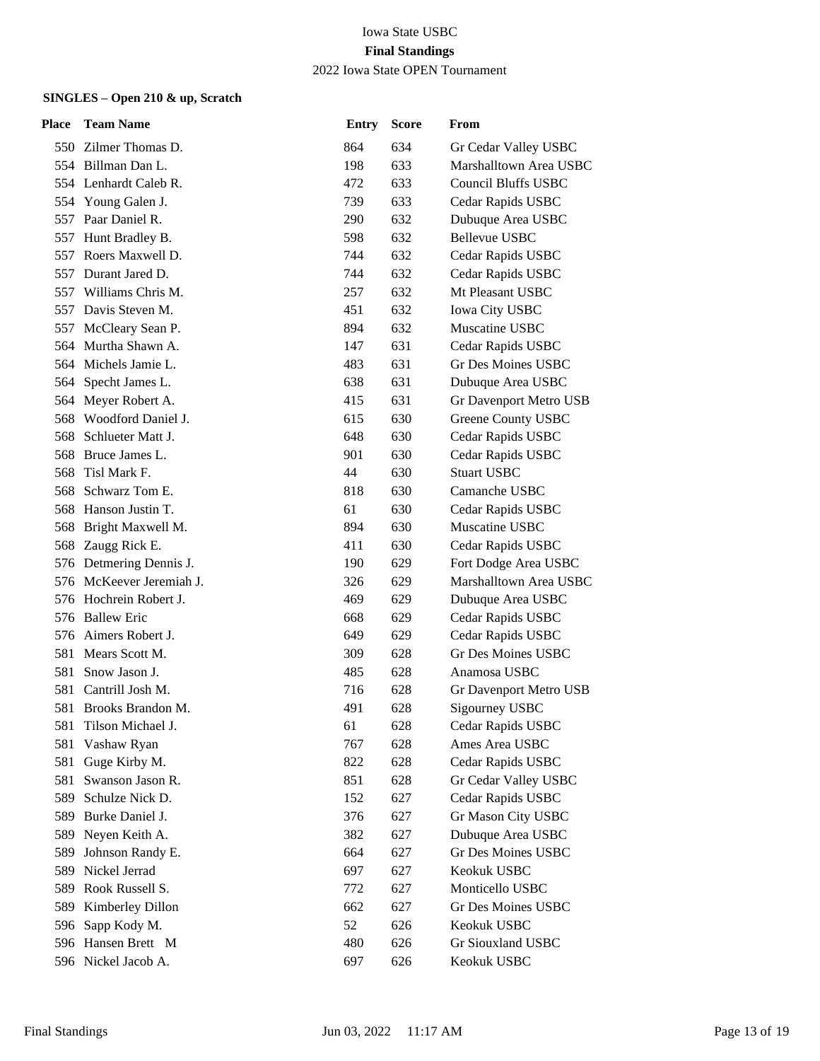# Iowa State USBC

**Final Standings**

2022 Iowa State OPEN Tournament

### SINGLES – Open 210 & up, Scratch

| Place | Team Name | Entry | Score | From |
|---|---|---|---|---|
| 550 | Zilmer Thomas D. | 864 | 634 | Gr Cedar Valley USBC |
| 554 | Billman Dan L. | 198 | 633 | Marshalltown Area USBC |
| 554 | Lenhardt Caleb R. | 472 | 633 | Council Bluffs USBC |
| 554 | Young Galen J. | 739 | 633 | Cedar Rapids USBC |
| 557 | Paar Daniel R. | 290 | 632 | Dubuque Area USBC |
| 557 | Hunt Bradley B. | 598 | 632 | Bellevue USBC |
| 557 | Roers Maxwell D. | 744 | 632 | Cedar Rapids USBC |
| 557 | Durant Jared D. | 744 | 632 | Cedar Rapids USBC |
| 557 | Williams Chris M. | 257 | 632 | Mt Pleasant USBC |
| 557 | Davis Steven M. | 451 | 632 | Iowa City USBC |
| 557 | McCleary Sean P. | 894 | 632 | Muscatine USBC |
| 564 | Murtha Shawn A. | 147 | 631 | Cedar Rapids USBC |
| 564 | Michels Jamie L. | 483 | 631 | Gr Des Moines USBC |
| 564 | Specht James L. | 638 | 631 | Dubuque Area USBC |
| 564 | Meyer Robert A. | 415 | 631 | Gr Davenport Metro USB |
| 568 | Woodford Daniel J. | 615 | 630 | Greene County USBC |
| 568 | Schlueter Matt J. | 648 | 630 | Cedar Rapids USBC |
| 568 | Bruce James L. | 901 | 630 | Cedar Rapids USBC |
| 568 | Tisl Mark F. | 44 | 630 | Stuart USBC |
| 568 | Schwarz Tom E. | 818 | 630 | Camanche USBC |
| 568 | Hanson Justin T. | 61 | 630 | Cedar Rapids USBC |
| 568 | Bright Maxwell M. | 894 | 630 | Muscatine USBC |
| 568 | Zaugg Rick E. | 411 | 630 | Cedar Rapids USBC |
| 576 | Detmering Dennis J. | 190 | 629 | Fort Dodge Area USBC |
| 576 | McKeever Jeremiah J. | 326 | 629 | Marshalltown Area USBC |
| 576 | Hochrein Robert J. | 469 | 629 | Dubuque Area USBC |
| 576 | Ballew Eric | 668 | 629 | Cedar Rapids USBC |
| 576 | Aimers Robert J. | 649 | 629 | Cedar Rapids USBC |
| 581 | Mears Scott M. | 309 | 628 | Gr Des Moines USBC |
| 581 | Snow Jason J. | 485 | 628 | Anamosa USBC |
| 581 | Cantrill Josh M. | 716 | 628 | Gr Davenport Metro USB |
| 581 | Brooks Brandon M. | 491 | 628 | Sigourney USBC |
| 581 | Tilson Michael J. | 61 | 628 | Cedar Rapids USBC |
| 581 | Vashaw Ryan | 767 | 628 | Ames Area USBC |
| 581 | Guge Kirby M. | 822 | 628 | Cedar Rapids USBC |
| 581 | Swanson Jason R. | 851 | 628 | Gr Cedar Valley USBC |
| 589 | Schulze Nick D. | 152 | 627 | Cedar Rapids USBC |
| 589 | Burke Daniel J. | 376 | 627 | Gr Mason City USBC |
| 589 | Neyen Keith A. | 382 | 627 | Dubuque Area USBC |
| 589 | Johnson Randy E. | 664 | 627 | Gr Des Moines USBC |
| 589 | Nickel Jerrad | 697 | 627 | Keokuk USBC |
| 589 | Rook Russell S. | 772 | 627 | Monticello USBC |
| 589 | Kimberley Dillon | 662 | 627 | Gr Des Moines USBC |
| 596 | Sapp Kody M. | 52 | 626 | Keokuk USBC |
| 596 | Hansen Brett M | 480 | 626 | Gr Siouxland USBC |
| 596 | Nickel Jacob A. | 697 | 626 | Keokuk USBC |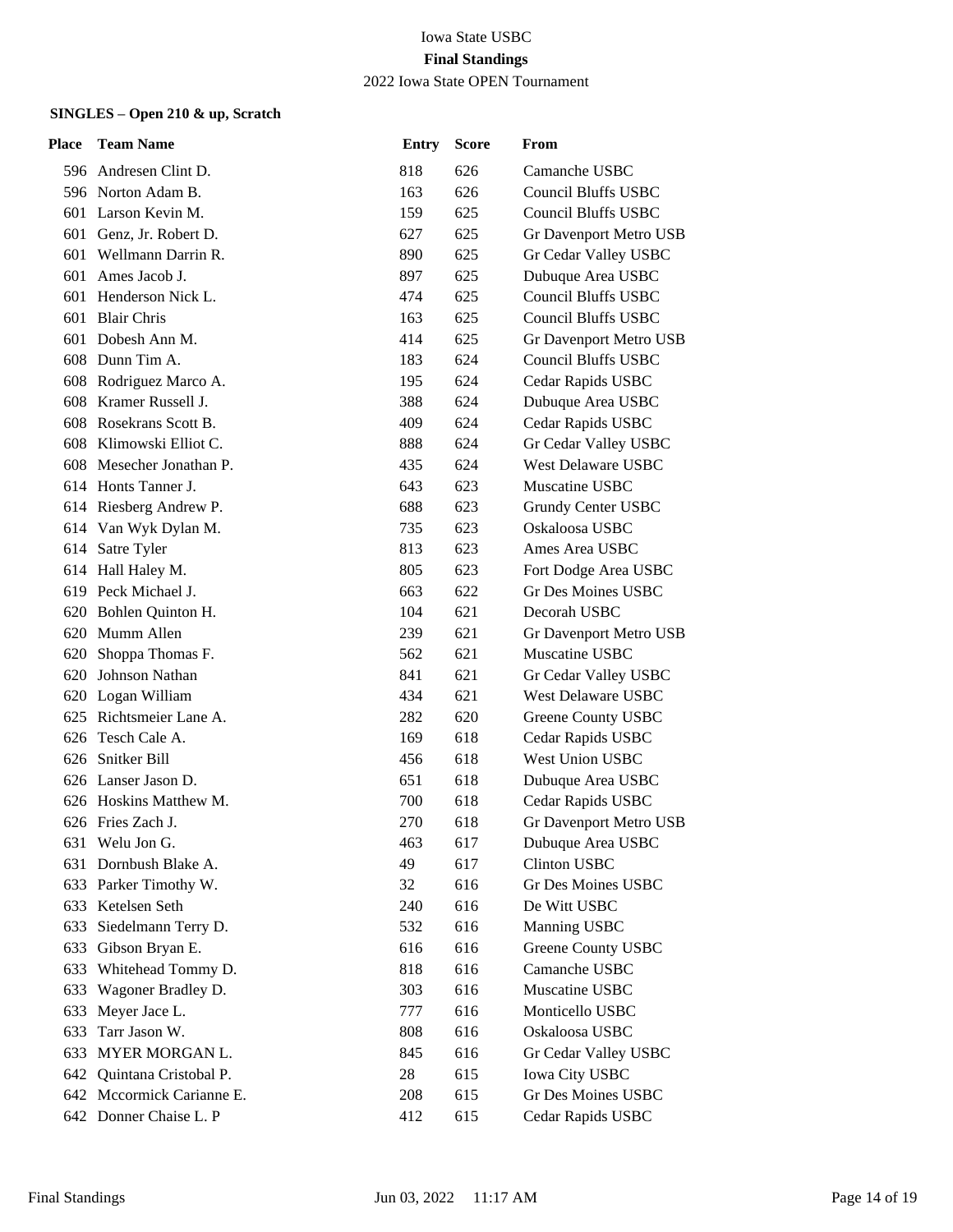Iowa State USBC

**Final Standings**

2022 Iowa State OPEN Tournament

### SINGLES – Open 210 & up, Scratch

| Place | Team Name | Entry | Score | From |
|---|---|---|---|---|
| 596 | Andresen Clint D. | 818 | 626 | Camanche USBC |
| 596 | Norton Adam B. | 163 | 626 | Council Bluffs USBC |
| 601 | Larson Kevin M. | 159 | 625 | Council Bluffs USBC |
| 601 | Genz, Jr. Robert D. | 627 | 625 | Gr Davenport Metro USB |
| 601 | Wellmann Darrin R. | 890 | 625 | Gr Cedar Valley USBC |
| 601 | Ames Jacob J. | 897 | 625 | Dubuque Area USBC |
| 601 | Henderson Nick L. | 474 | 625 | Council Bluffs USBC |
| 601 | Blair Chris | 163 | 625 | Council Bluffs USBC |
| 601 | Dobesh Ann M. | 414 | 625 | Gr Davenport Metro USB |
| 608 | Dunn Tim A. | 183 | 624 | Council Bluffs USBC |
| 608 | Rodriguez Marco A. | 195 | 624 | Cedar Rapids USBC |
| 608 | Kramer Russell J. | 388 | 624 | Dubuque Area USBC |
| 608 | Rosekrans Scott B. | 409 | 624 | Cedar Rapids USBC |
| 608 | Klimowski Elliot C. | 888 | 624 | Gr Cedar Valley USBC |
| 608 | Mesecher Jonathan P. | 435 | 624 | West Delaware USBC |
| 614 | Honts Tanner J. | 643 | 623 | Muscatine USBC |
| 614 | Riesberg Andrew P. | 688 | 623 | Grundy Center USBC |
| 614 | Van Wyk Dylan M. | 735 | 623 | Oskaloosa USBC |
| 614 | Satre Tyler | 813 | 623 | Ames Area USBC |
| 614 | Hall Haley M. | 805 | 623 | Fort Dodge Area USBC |
| 619 | Peck Michael J. | 663 | 622 | Gr Des Moines USBC |
| 620 | Bohlen Quinton H. | 104 | 621 | Decorah USBC |
| 620 | Mumm Allen | 239 | 621 | Gr Davenport Metro USB |
| 620 | Shoppa Thomas F. | 562 | 621 | Muscatine USBC |
| 620 | Johnson Nathan | 841 | 621 | Gr Cedar Valley USBC |
| 620 | Logan William | 434 | 621 | West Delaware USBC |
| 625 | Richtsmeier Lane A. | 282 | 620 | Greene County USBC |
| 626 | Tesch Cale A. | 169 | 618 | Cedar Rapids USBC |
| 626 | Snitker Bill | 456 | 618 | West Union USBC |
| 626 | Lanser Jason D. | 651 | 618 | Dubuque Area USBC |
| 626 | Hoskins Matthew M. | 700 | 618 | Cedar Rapids USBC |
| 626 | Fries Zach J. | 270 | 618 | Gr Davenport Metro USB |
| 631 | Welu Jon G. | 463 | 617 | Dubuque Area USBC |
| 631 | Dornbush Blake A. | 49 | 617 | Clinton USBC |
| 633 | Parker Timothy W. | 32 | 616 | Gr Des Moines USBC |
| 633 | Ketelsen Seth | 240 | 616 | De Witt USBC |
| 633 | Siedelmann Terry D. | 532 | 616 | Manning USBC |
| 633 | Gibson Bryan E. | 616 | 616 | Greene County USBC |
| 633 | Whitehead Tommy D. | 818 | 616 | Camanche USBC |
| 633 | Wagoner Bradley D. | 303 | 616 | Muscatine USBC |
| 633 | Meyer Jace L. | 777 | 616 | Monticello USBC |
| 633 | Tarr Jason W. | 808 | 616 | Oskaloosa USBC |
| 633 | MYER MORGAN L. | 845 | 616 | Gr Cedar Valley USBC |
| 642 | Quintana Cristobal P. | 28 | 615 | Iowa City USBC |
| 642 | Mccormick Carianne E. | 208 | 615 | Gr Des Moines USBC |
| 642 | Donner Chaise L. P | 412 | 615 | Cedar Rapids USBC |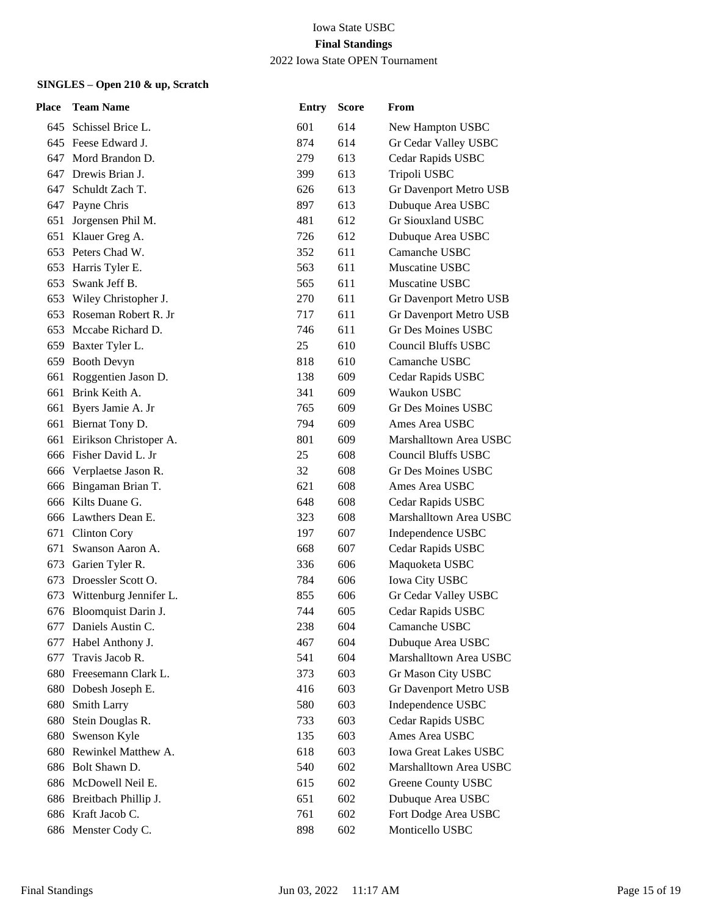Iowa State USBC

**Final Standings**

2022 Iowa State OPEN Tournament

**SINGLES – Open 210 & up, Scratch**

| Place | Team Name | Entry | Score | From |
|---|---|---|---|---|
| 645 | Schissel Brice L. | 601 | 614 | New Hampton USBC |
| 645 | Feese Edward J. | 874 | 614 | Gr Cedar Valley USBC |
| 647 | Mord Brandon D. | 279 | 613 | Cedar Rapids USBC |
| 647 | Drewis Brian J. | 399 | 613 | Tripoli USBC |
| 647 | Schuldt Zach T. | 626 | 613 | Gr Davenport Metro USB |
| 647 | Payne Chris | 897 | 613 | Dubuque Area USBC |
| 651 | Jorgensen Phil M. | 481 | 612 | Gr Siouxland USBC |
| 651 | Klauer Greg A. | 726 | 612 | Dubuque Area USBC |
| 653 | Peters Chad W. | 352 | 611 | Camanche USBC |
| 653 | Harris Tyler E. | 563 | 611 | Muscatine USBC |
| 653 | Swank Jeff B. | 565 | 611 | Muscatine USBC |
| 653 | Wiley Christopher J. | 270 | 611 | Gr Davenport Metro USB |
| 653 | Roseman Robert R. Jr | 717 | 611 | Gr Davenport Metro USB |
| 653 | Mccabe Richard D. | 746 | 611 | Gr Des Moines USBC |
| 659 | Baxter Tyler L. | 25 | 610 | Council Bluffs USBC |
| 659 | Booth Devyn | 818 | 610 | Camanche USBC |
| 661 | Roggentien Jason D. | 138 | 609 | Cedar Rapids USBC |
| 661 | Brink Keith A. | 341 | 609 | Waukon USBC |
| 661 | Byers Jamie A. Jr | 765 | 609 | Gr Des Moines USBC |
| 661 | Biernat Tony D. | 794 | 609 | Ames Area USBC |
| 661 | Eirikson Christoper A. | 801 | 609 | Marshalltown Area USBC |
| 666 | Fisher David L. Jr | 25 | 608 | Council Bluffs USBC |
| 666 | Verplaetse Jason R. | 32 | 608 | Gr Des Moines USBC |
| 666 | Bingaman Brian T. | 621 | 608 | Ames Area USBC |
| 666 | Kilts Duane G. | 648 | 608 | Cedar Rapids USBC |
| 666 | Lawthers Dean E. | 323 | 608 | Marshalltown Area USBC |
| 671 | Clinton Cory | 197 | 607 | Independence USBC |
| 671 | Swanson Aaron A. | 668 | 607 | Cedar Rapids USBC |
| 673 | Garien Tyler R. | 336 | 606 | Maquoketa USBC |
| 673 | Droessler Scott O. | 784 | 606 | Iowa City USBC |
| 673 | Wittenburg Jennifer L. | 855 | 606 | Gr Cedar Valley USBC |
| 676 | Bloomquist Darin J. | 744 | 605 | Cedar Rapids USBC |
| 677 | Daniels Austin C. | 238 | 604 | Camanche USBC |
| 677 | Habel Anthony J. | 467 | 604 | Dubuque Area USBC |
| 677 | Travis Jacob R. | 541 | 604 | Marshalltown Area USBC |
| 680 | Freesemann Clark L. | 373 | 603 | Gr Mason City USBC |
| 680 | Dobesh Joseph E. | 416 | 603 | Gr Davenport Metro USB |
| 680 | Smith Larry | 580 | 603 | Independence USBC |
| 680 | Stein Douglas R. | 733 | 603 | Cedar Rapids USBC |
| 680 | Swenson Kyle | 135 | 603 | Ames Area USBC |
| 680 | Rewinkel Matthew A. | 618 | 603 | Iowa Great Lakes USBC |
| 686 | Bolt Shawn D. | 540 | 602 | Marshalltown Area USBC |
| 686 | McDowell Neil E. | 615 | 602 | Greene County USBC |
| 686 | Breitbach Phillip J. | 651 | 602 | Dubuque Area USBC |
| 686 | Kraft Jacob C. | 761 | 602 | Fort Dodge Area USBC |
| 686 | Menster Cody C. | 898 | 602 | Monticello USBC |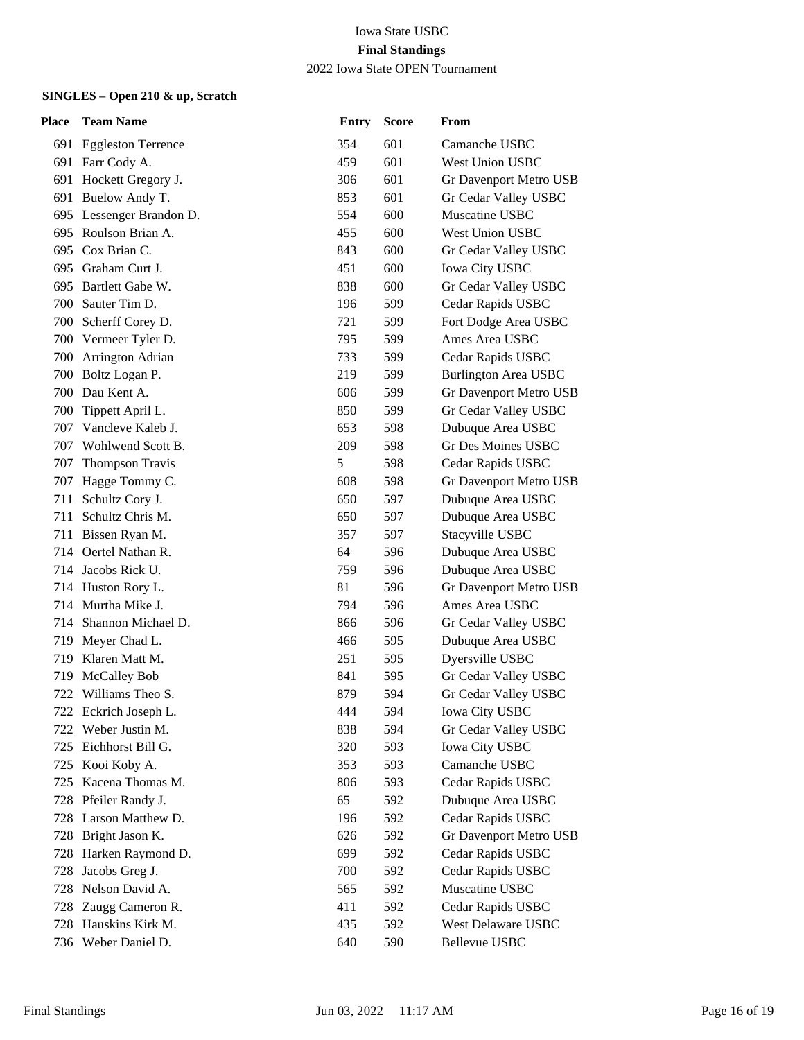Iowa State USBC

**Final Standings**

2022 Iowa State OPEN Tournament

**SINGLES – Open 210 & up, Scratch**

| Place | Team Name | Entry | Score | From |
|---|---|---|---|---|
| 691 | Eggleston Terrence | 354 | 601 | Camanche USBC |
| 691 | Farr Cody A. | 459 | 601 | West Union USBC |
| 691 | Hockett Gregory J. | 306 | 601 | Gr Davenport Metro USB |
| 691 | Buelow Andy T. | 853 | 601 | Gr Cedar Valley USBC |
| 695 | Lessenger Brandon D. | 554 | 600 | Muscatine USBC |
| 695 | Roulson Brian A. | 455 | 600 | West Union USBC |
| 695 | Cox Brian C. | 843 | 600 | Gr Cedar Valley USBC |
| 695 | Graham Curt J. | 451 | 600 | Iowa City USBC |
| 695 | Bartlett Gabe W. | 838 | 600 | Gr Cedar Valley USBC |
| 700 | Sauter Tim D. | 196 | 599 | Cedar Rapids USBC |
| 700 | Scherff Corey D. | 721 | 599 | Fort Dodge Area USBC |
| 700 | Vermeer Tyler D. | 795 | 599 | Ames Area USBC |
| 700 | Arrington Adrian | 733 | 599 | Cedar Rapids USBC |
| 700 | Boltz Logan P. | 219 | 599 | Burlington Area USBC |
| 700 | Dau Kent A. | 606 | 599 | Gr Davenport Metro USB |
| 700 | Tippett April L. | 850 | 599 | Gr Cedar Valley USBC |
| 707 | Vancleve Kaleb J. | 653 | 598 | Dubuque Area USBC |
| 707 | Wohlwend Scott B. | 209 | 598 | Gr Des Moines USBC |
| 707 | Thompson Travis | 5 | 598 | Cedar Rapids USBC |
| 707 | Hagge Tommy C. | 608 | 598 | Gr Davenport Metro USB |
| 711 | Schultz Cory J. | 650 | 597 | Dubuque Area USBC |
| 711 | Schultz Chris M. | 650 | 597 | Dubuque Area USBC |
| 711 | Bissen Ryan M. | 357 | 597 | Stacyville USBC |
| 714 | Oertel Nathan R. | 64 | 596 | Dubuque Area USBC |
| 714 | Jacobs Rick U. | 759 | 596 | Dubuque Area USBC |
| 714 | Huston Rory L. | 81 | 596 | Gr Davenport Metro USB |
| 714 | Murtha Mike J. | 794 | 596 | Ames Area USBC |
| 714 | Shannon Michael D. | 866 | 596 | Gr Cedar Valley USBC |
| 719 | Meyer Chad L. | 466 | 595 | Dubuque Area USBC |
| 719 | Klaren Matt M. | 251 | 595 | Dyersville USBC |
| 719 | McCalley Bob | 841 | 595 | Gr Cedar Valley USBC |
| 722 | Williams Theo S. | 879 | 594 | Gr Cedar Valley USBC |
| 722 | Eckrich Joseph L. | 444 | 594 | Iowa City USBC |
| 722 | Weber Justin M. | 838 | 594 | Gr Cedar Valley USBC |
| 725 | Eichhorst Bill G. | 320 | 593 | Iowa City USBC |
| 725 | Kooi Koby A. | 353 | 593 | Camanche USBC |
| 725 | Kacena Thomas M. | 806 | 593 | Cedar Rapids USBC |
| 728 | Pfeiler Randy J. | 65 | 592 | Dubuque Area USBC |
| 728 | Larson Matthew D. | 196 | 592 | Cedar Rapids USBC |
| 728 | Bright Jason K. | 626 | 592 | Gr Davenport Metro USB |
| 728 | Harken Raymond D. | 699 | 592 | Cedar Rapids USBC |
| 728 | Jacobs Greg J. | 700 | 592 | Cedar Rapids USBC |
| 728 | Nelson David A. | 565 | 592 | Muscatine USBC |
| 728 | Zaugg Cameron R. | 411 | 592 | Cedar Rapids USBC |
| 728 | Hauskins Kirk M. | 435 | 592 | West Delaware USBC |
| 736 | Weber Daniel D. | 640 | 590 | Bellevue USBC |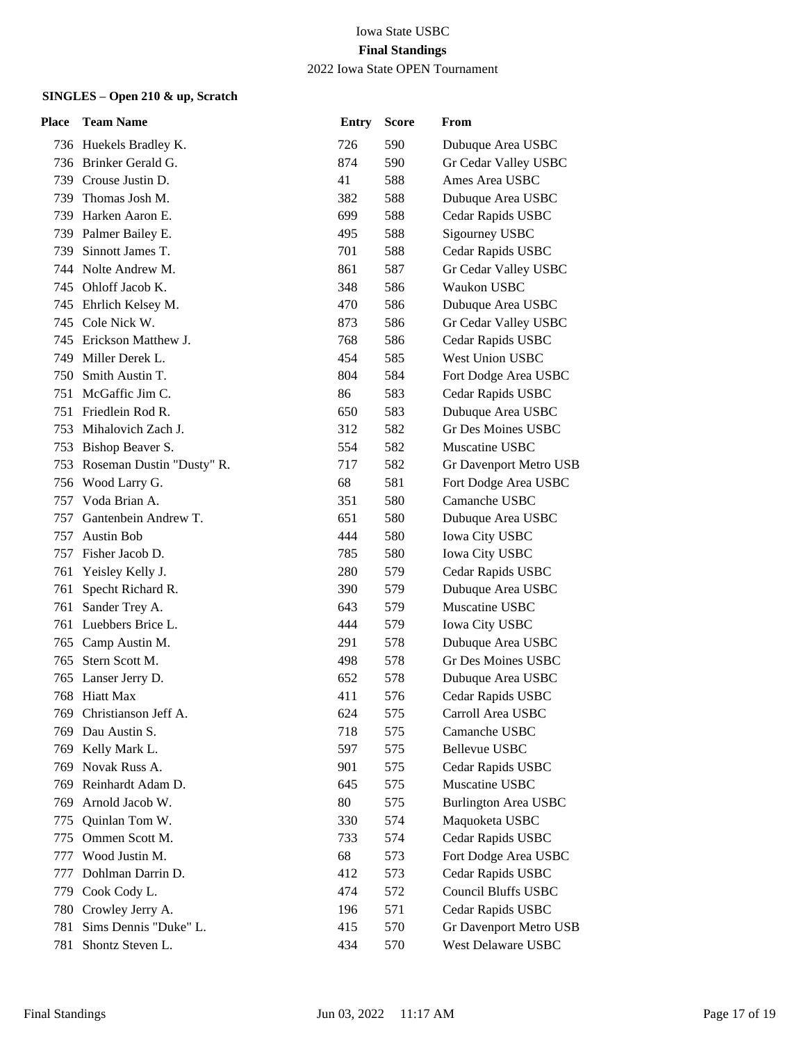Iowa State USBC

**Final Standings**

2022 Iowa State OPEN Tournament

**SINGLES – Open 210 & up, Scratch**

| Place | Team Name | Entry | Score | From |
|---|---|---|---|---|
| 736 | Huekels Bradley K. | 726 | 590 | Dubuque Area USBC |
| 736 | Brinker Gerald G. | 874 | 590 | Gr Cedar Valley USBC |
| 739 | Crouse Justin D. | 41 | 588 | Ames Area USBC |
| 739 | Thomas Josh M. | 382 | 588 | Dubuque Area USBC |
| 739 | Harken Aaron E. | 699 | 588 | Cedar Rapids USBC |
| 739 | Palmer Bailey E. | 495 | 588 | Sigourney USBC |
| 739 | Sinnott James T. | 701 | 588 | Cedar Rapids USBC |
| 744 | Nolte Andrew M. | 861 | 587 | Gr Cedar Valley USBC |
| 745 | Ohloff Jacob K. | 348 | 586 | Waukon USBC |
| 745 | Ehrlich Kelsey M. | 470 | 586 | Dubuque Area USBC |
| 745 | Cole Nick W. | 873 | 586 | Gr Cedar Valley USBC |
| 745 | Erickson Matthew J. | 768 | 586 | Cedar Rapids USBC |
| 749 | Miller Derek L. | 454 | 585 | West Union USBC |
| 750 | Smith Austin T. | 804 | 584 | Fort Dodge Area USBC |
| 751 | McGaffic Jim C. | 86 | 583 | Cedar Rapids USBC |
| 751 | Friedlein Rod R. | 650 | 583 | Dubuque Area USBC |
| 753 | Mihalovich Zach J. | 312 | 582 | Gr Des Moines USBC |
| 753 | Bishop Beaver S. | 554 | 582 | Muscatine USBC |
| 753 | Roseman Dustin "Dusty" R. | 717 | 582 | Gr Davenport Metro USB |
| 756 | Wood Larry G. | 68 | 581 | Fort Dodge Area USBC |
| 757 | Voda Brian A. | 351 | 580 | Camanche USBC |
| 757 | Gantenbein Andrew T. | 651 | 580 | Dubuque Area USBC |
| 757 | Austin Bob | 444 | 580 | Iowa City USBC |
| 757 | Fisher Jacob D. | 785 | 580 | Iowa City USBC |
| 761 | Yeisley Kelly J. | 280 | 579 | Cedar Rapids USBC |
| 761 | Specht Richard R. | 390 | 579 | Dubuque Area USBC |
| 761 | Sander Trey A. | 643 | 579 | Muscatine USBC |
| 761 | Luebbers Brice L. | 444 | 579 | Iowa City USBC |
| 765 | Camp Austin M. | 291 | 578 | Dubuque Area USBC |
| 765 | Stern Scott M. | 498 | 578 | Gr Des Moines USBC |
| 765 | Lanser Jerry D. | 652 | 578 | Dubuque Area USBC |
| 768 | Hiatt Max | 411 | 576 | Cedar Rapids USBC |
| 769 | Christianson Jeff A. | 624 | 575 | Carroll Area USBC |
| 769 | Dau Austin S. | 718 | 575 | Camanche USBC |
| 769 | Kelly Mark L. | 597 | 575 | Bellevue USBC |
| 769 | Novak Russ A. | 901 | 575 | Cedar Rapids USBC |
| 769 | Reinhardt Adam D. | 645 | 575 | Muscatine USBC |
| 769 | Arnold Jacob W. | 80 | 575 | Burlington Area USBC |
| 775 | Quinlan Tom W. | 330 | 574 | Maquoketa USBC |
| 775 | Ommen Scott M. | 733 | 574 | Cedar Rapids USBC |
| 777 | Wood Justin M. | 68 | 573 | Fort Dodge Area USBC |
| 777 | Dohlman Darrin D. | 412 | 573 | Cedar Rapids USBC |
| 779 | Cook Cody L. | 474 | 572 | Council Bluffs USBC |
| 780 | Crowley Jerry A. | 196 | 571 | Cedar Rapids USBC |
| 781 | Sims Dennis "Duke" L. | 415 | 570 | Gr Davenport Metro USB |
| 781 | Shontz Steven L. | 434 | 570 | West Delaware USBC |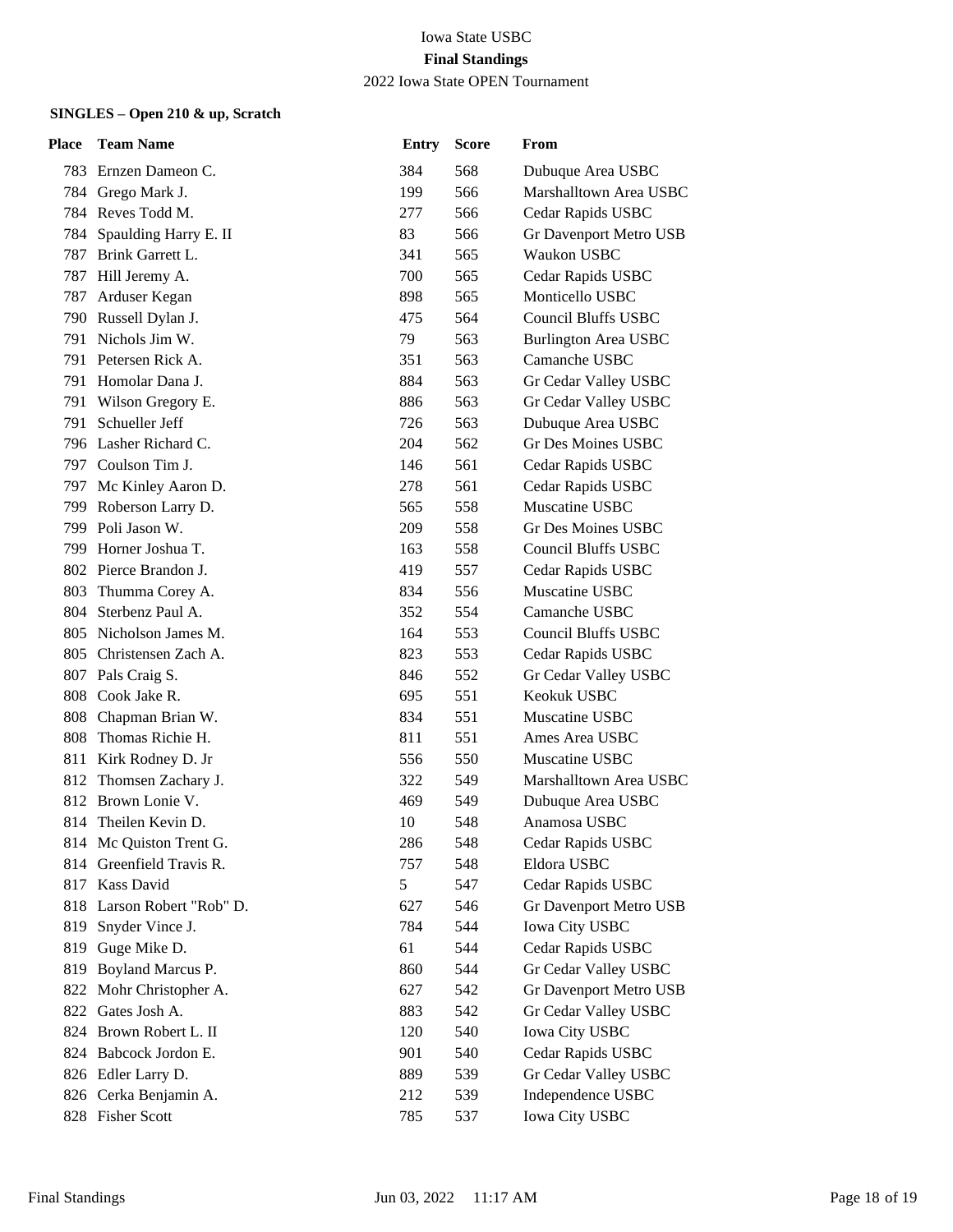Iowa State USBC

**Final Standings**

2022 Iowa State OPEN Tournament

**SINGLES – Open 210 & up, Scratch**

| Place | Team Name | Entry | Score | From |
|---|---|---|---|---|
| 783 | Ernzen Dameon C. | 384 | 568 | Dubuque Area USBC |
| 784 | Grego Mark J. | 199 | 566 | Marshalltown Area USBC |
| 784 | Reves Todd M. | 277 | 566 | Cedar Rapids USBC |
| 784 | Spaulding Harry E. II | 83 | 566 | Gr Davenport Metro USB |
| 787 | Brink Garrett L. | 341 | 565 | Waukon USBC |
| 787 | Hill Jeremy A. | 700 | 565 | Cedar Rapids USBC |
| 787 | Arduser Kegan | 898 | 565 | Monticello USBC |
| 790 | Russell Dylan J. | 475 | 564 | Council Bluffs USBC |
| 791 | Nichols Jim W. | 79 | 563 | Burlington Area USBC |
| 791 | Petersen Rick A. | 351 | 563 | Camanche USBC |
| 791 | Homolar Dana J. | 884 | 563 | Gr Cedar Valley USBC |
| 791 | Wilson Gregory E. | 886 | 563 | Gr Cedar Valley USBC |
| 791 | Schueller Jeff | 726 | 563 | Dubuque Area USBC |
| 796 | Lasher Richard C. | 204 | 562 | Gr Des Moines USBC |
| 797 | Coulson Tim J. | 146 | 561 | Cedar Rapids USBC |
| 797 | Mc Kinley Aaron D. | 278 | 561 | Cedar Rapids USBC |
| 799 | Roberson Larry D. | 565 | 558 | Muscatine USBC |
| 799 | Poli Jason W. | 209 | 558 | Gr Des Moines USBC |
| 799 | Horner Joshua T. | 163 | 558 | Council Bluffs USBC |
| 802 | Pierce Brandon J. | 419 | 557 | Cedar Rapids USBC |
| 803 | Thumma Corey A. | 834 | 556 | Muscatine USBC |
| 804 | Sterbenz Paul A. | 352 | 554 | Camanche USBC |
| 805 | Nicholson James M. | 164 | 553 | Council Bluffs USBC |
| 805 | Christensen Zach A. | 823 | 553 | Cedar Rapids USBC |
| 807 | Pals Craig S. | 846 | 552 | Gr Cedar Valley USBC |
| 808 | Cook Jake R. | 695 | 551 | Keokuk USBC |
| 808 | Chapman Brian W. | 834 | 551 | Muscatine USBC |
| 808 | Thomas Richie H. | 811 | 551 | Ames Area USBC |
| 811 | Kirk Rodney D. Jr | 556 | 550 | Muscatine USBC |
| 812 | Thomsen Zachary J. | 322 | 549 | Marshalltown Area USBC |
| 812 | Brown Lonie V. | 469 | 549 | Dubuque Area USBC |
| 814 | Theilen Kevin D. | 10 | 548 | Anamosa USBC |
| 814 | Mc Quiston Trent G. | 286 | 548 | Cedar Rapids USBC |
| 814 | Greenfield Travis R. | 757 | 548 | Eldora USBC |
| 817 | Kass David | 5 | 547 | Cedar Rapids USBC |
| 818 | Larson Robert "Rob" D. | 627 | 546 | Gr Davenport Metro USB |
| 819 | Snyder Vince J. | 784 | 544 | Iowa City USBC |
| 819 | Guge Mike D. | 61 | 544 | Cedar Rapids USBC |
| 819 | Boyland Marcus P. | 860 | 544 | Gr Cedar Valley USBC |
| 822 | Mohr Christopher A. | 627 | 542 | Gr Davenport Metro USB |
| 822 | Gates Josh A. | 883 | 542 | Gr Cedar Valley USBC |
| 824 | Brown Robert L. II | 120 | 540 | Iowa City USBC |
| 824 | Babcock Jordon E. | 901 | 540 | Cedar Rapids USBC |
| 826 | Edler Larry D. | 889 | 539 | Gr Cedar Valley USBC |
| 826 | Cerka Benjamin A. | 212 | 539 | Independence USBC |
| 828 | Fisher Scott | 785 | 537 | Iowa City USBC |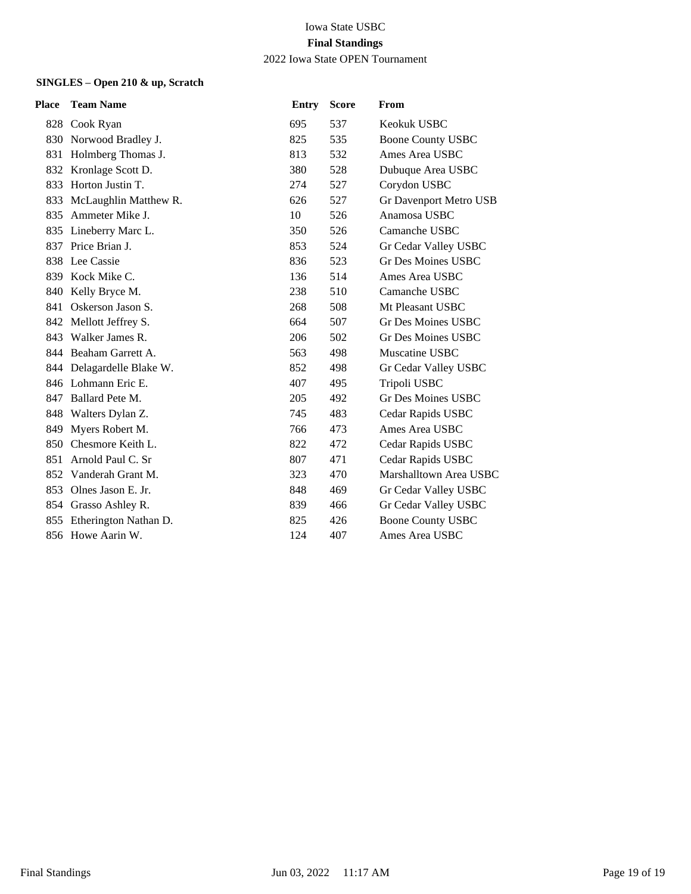Iowa State USBC

**Final Standings**

2022 Iowa State OPEN Tournament

**SINGLES – Open 210 & up, Scratch**

| Place | Team Name | Entry | Score | From |
|---|---|---|---|---|
| 828 | Cook Ryan | 695 | 537 | Keokuk USBC |
| 830 | Norwood Bradley J. | 825 | 535 | Boone County USBC |
| 831 | Holmberg Thomas J. | 813 | 532 | Ames Area USBC |
| 832 | Kronlage Scott D. | 380 | 528 | Dubuque Area USBC |
| 833 | Horton Justin T. | 274 | 527 | Corydon USBC |
| 833 | McLaughlin Matthew R. | 626 | 527 | Gr Davenport Metro USB |
| 835 | Ammeter Mike J. | 10 | 526 | Anamosa USBC |
| 835 | Lineberry Marc L. | 350 | 526 | Camanche USBC |
| 837 | Price Brian J. | 853 | 524 | Gr Cedar Valley USBC |
| 838 | Lee Cassie | 836 | 523 | Gr Des Moines USBC |
| 839 | Kock Mike C. | 136 | 514 | Ames Area USBC |
| 840 | Kelly Bryce M. | 238 | 510 | Camanche USBC |
| 841 | Oskerson Jason S. | 268 | 508 | Mt Pleasant USBC |
| 842 | Mellott Jeffrey S. | 664 | 507 | Gr Des Moines USBC |
| 843 | Walker James R. | 206 | 502 | Gr Des Moines USBC |
| 844 | Beaham Garrett A. | 563 | 498 | Muscatine USBC |
| 844 | Delagardelle Blake W. | 852 | 498 | Gr Cedar Valley USBC |
| 846 | Lohmann Eric E. | 407 | 495 | Tripoli USBC |
| 847 | Ballard Pete M. | 205 | 492 | Gr Des Moines USBC |
| 848 | Walters Dylan Z. | 745 | 483 | Cedar Rapids USBC |
| 849 | Myers Robert M. | 766 | 473 | Ames Area USBC |
| 850 | Chesmore Keith L. | 822 | 472 | Cedar Rapids USBC |
| 851 | Arnold Paul C. Sr | 807 | 471 | Cedar Rapids USBC |
| 852 | Vanderah Grant M. | 323 | 470 | Marshalltown Area USBC |
| 853 | Olnes Jason E. Jr. | 848 | 469 | Gr Cedar Valley USBC |
| 854 | Grasso Ashley R. | 839 | 466 | Gr Cedar Valley USBC |
| 855 | Etherington Nathan D. | 825 | 426 | Boone County USBC |
| 856 | Howe Aarin W. | 124 | 407 | Ames Area USBC |

Final Standings Jun 03, 2022 11:17 AM